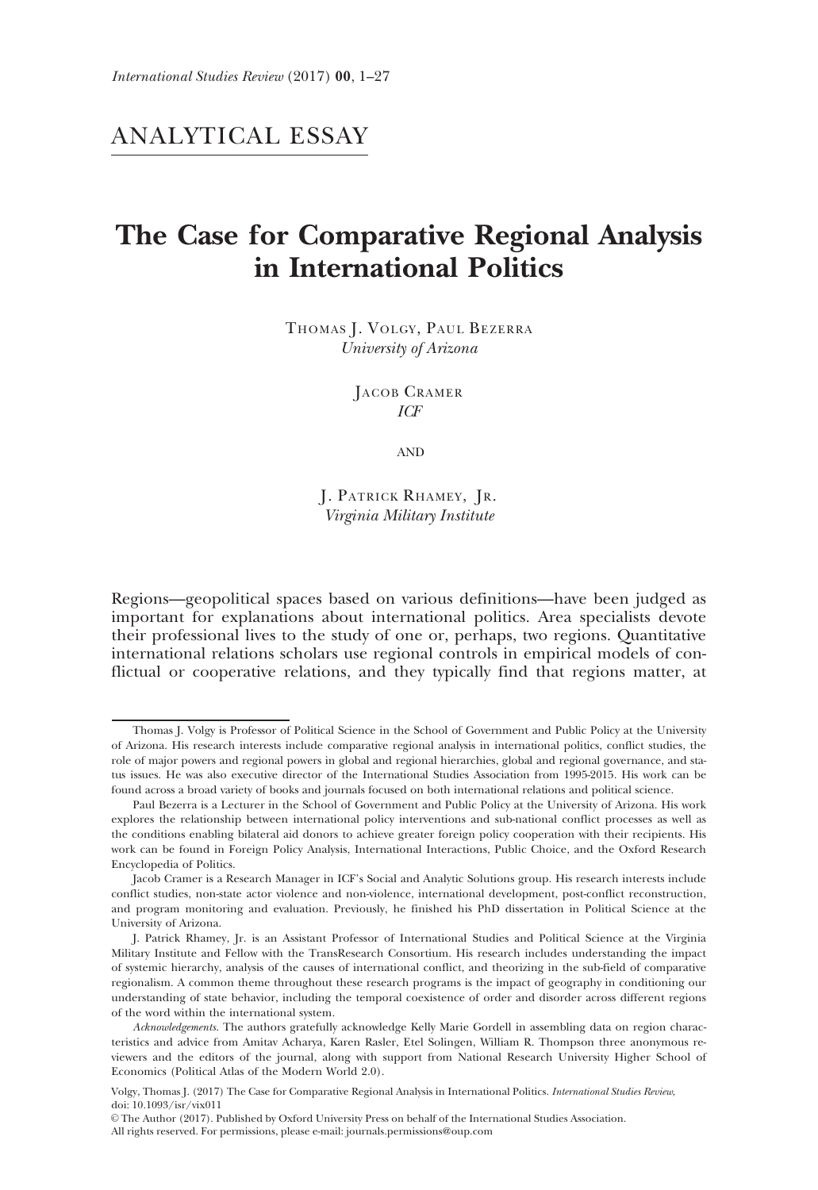ANALYTICAL ESSAY

# The Case for Comparative Regional Analysis in International Politics

Thomas J. Volgy, Paul Bezerra
*University of Arizona*

Jacob Cramer
*ICF*

and

J. Patrick Rhamey, Jr.
*Virginia Military Institute*

Regions—geopolitical spaces based on various definitions—have been judged as important for explanations about international politics. Area specialists devote their professional lives to the study of one or, perhaps, two regions. Quantitative international relations scholars use regional controls in empirical models of conflictual or cooperative relations, and they typically find that regions matter, at

---

Thomas J. Volgy is Professor of Political Science in the School of Government and Public Policy at the University of Arizona. His research interests include comparative regional analysis in international politics, conflict studies, the role of major powers and regional powers in global and regional hierarchies, global and regional governance, and status issues. He was also executive director of the International Studies Association from 1995-2015. His work can be found across a broad variety of books and journals focused on both international relations and political science.

Paul Bezerra is a Lecturer in the School of Government and Public Policy at the University of Arizona. His work explores the relationship between international policy interventions and sub-national conflict processes as well as the conditions enabling bilateral aid donors to achieve greater foreign policy cooperation with their recipients. His work can be found in Foreign Policy Analysis, International Interactions, Public Choice, and the Oxford Research Encyclopedia of Politics.

Jacob Cramer is a Research Manager in ICF's Social and Analytic Solutions group. His research interests include conflict studies, non-state actor violence and non-violence, international development, post-conflict reconstruction, and program monitoring and evaluation. Previously, he finished his PhD dissertation in Political Science at the University of Arizona.

J. Patrick Rhamey, Jr. is an Assistant Professor of International Studies and Political Science at the Virginia Military Institute and Fellow with the TransResearch Consortium. His research includes understanding the impact of systemic hierarchy, analysis of the causes of international conflict, and theorizing in the sub-field of comparative regionalism. A common theme throughout these research programs is the impact of geography in conditioning our understanding of state behavior, including the temporal coexistence of order and disorder across different regions of the word within the international system.

*Acknowledgements*. The authors gratefully acknowledge Kelly Marie Gordell in assembling data on region characteristics and advice from Amitav Acharya, Karen Rasler, Etel Solingen, William R. Thompson three anonymous reviewers and the editors of the journal, along with support from National Research University Higher School of Economics (Political Atlas of the Modern World 2.0).

Volgy, Thomas J. (2017) The Case for Comparative Regional Analysis in International Politics. *International Studies Review*, doi: 10.1093/isr/vix011

© The Author (2017). Published by Oxford University Press on behalf of the International Studies Association.
All rights reserved. For permissions, please e-mail: journals.permissions@oup.com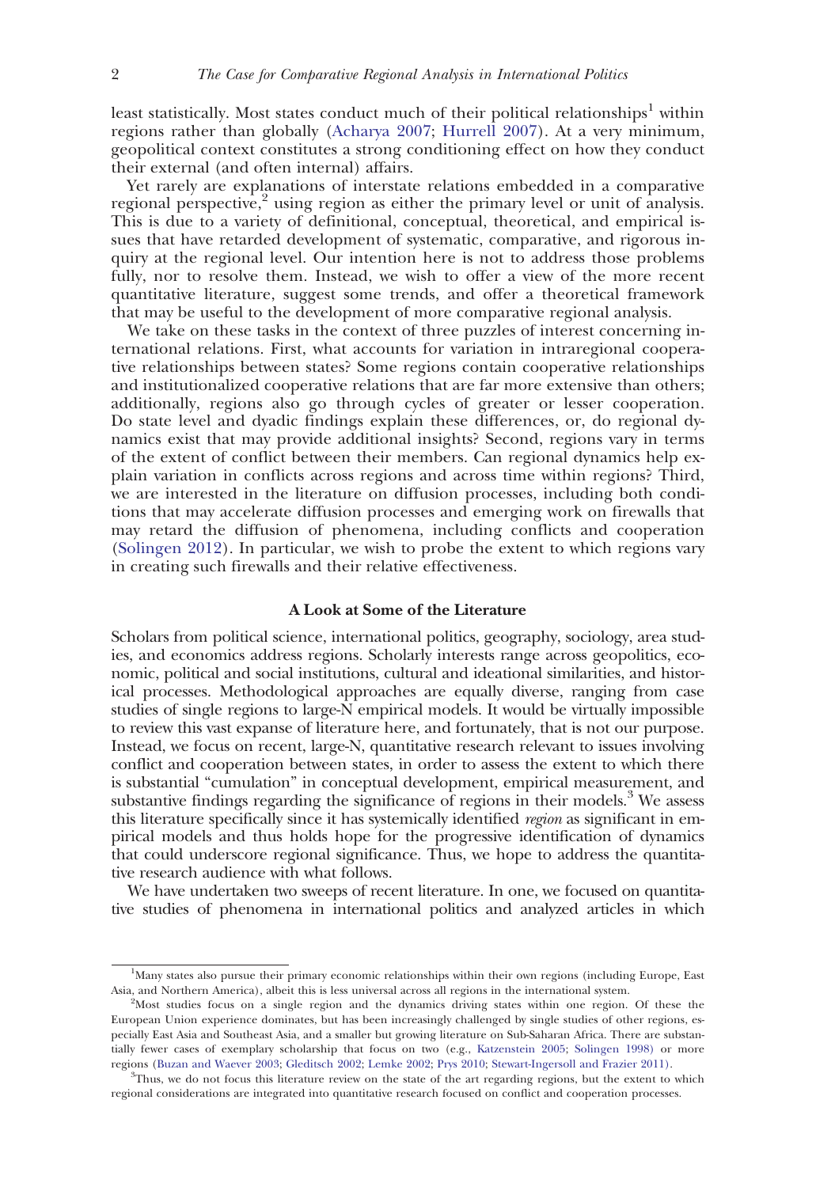least statistically. Most states conduct much of their political relationships[1] within regions rather than globally (Acharya 2007; Hurrell 2007). At a very minimum, geopolitical context constitutes a strong conditioning effect on how they conduct their external (and often internal) affairs.

Yet rarely are explanations of interstate relations embedded in a comparative regional perspective,[2] using region as either the primary level or unit of analysis. This is due to a variety of definitional, conceptual, theoretical, and empirical issues that have retarded development of systematic, comparative, and rigorous inquiry at the regional level. Our intention here is not to address those problems fully, nor to resolve them. Instead, we wish to offer a view of the more recent quantitative literature, suggest some trends, and offer a theoretical framework that may be useful to the development of more comparative regional analysis.

We take on these tasks in the context of three puzzles of interest concerning international relations. First, what accounts for variation in intraregional cooperative relationships between states? Some regions contain cooperative relationships and institutionalized cooperative relations that are far more extensive than others; additionally, regions also go through cycles of greater or lesser cooperation. Do state level and dyadic findings explain these differences, or, do regional dynamics exist that may provide additional insights? Second, regions vary in terms of the extent of conflict between their members. Can regional dynamics help explain variation in conflicts across regions and across time within regions? Third, we are interested in the literature on diffusion processes, including both conditions that may accelerate diffusion processes and emerging work on firewalls that may retard the diffusion of phenomena, including conflicts and cooperation (Solingen 2012). In particular, we wish to probe the extent to which regions vary in creating such firewalls and their relative effectiveness.

## A Look at Some of the Literature

Scholars from political science, international politics, geography, sociology, area studies, and economics address regions. Scholarly interests range across geopolitics, economic, political and social institutions, cultural and ideational similarities, and historical processes. Methodological approaches are equally diverse, ranging from case studies of single regions to large-N empirical models. It would be virtually impossible to review this vast expanse of literature here, and fortunately, that is not our purpose. Instead, we focus on recent, large-N, quantitative research relevant to issues involving conflict and cooperation between states, in order to assess the extent to which there is substantial "cumulation" in conceptual development, empirical measurement, and substantive findings regarding the significance of regions in their models.[3] We assess this literature specifically since it has systemically identified *region* as significant in empirical models and thus holds hope for the progressive identification of dynamics that could underscore regional significance. Thus, we hope to address the quantitative research audience with what follows.

We have undertaken two sweeps of recent literature. In one, we focused on quantitative studies of phenomena in international politics and analyzed articles in which

---

[1] Many states also pursue their primary economic relationships within their own regions (including Europe, East Asia, and Northern America), albeit this is less universal across all regions in the international system.

[2] Most studies focus on a single region and the dynamics driving states within one region. Of these the European Union experience dominates, but has been increasingly challenged by single studies of other regions, especially East Asia and Southeast Asia, and a smaller but growing literature on Sub-Saharan Africa. There are substantially fewer cases of exemplary scholarship that focus on two (e.g., Katzenstein 2005; Solingen 1998) or more regions (Buzan and Waever 2003; Gleditsch 2002; Lemke 2002; Prys 2010; Stewart-Ingersoll and Frazier 2011).

[3] Thus, we do not focus this literature review on the state of the art regarding regions, but the extent to which regional considerations are integrated into quantitative research focused on conflict and cooperation processes.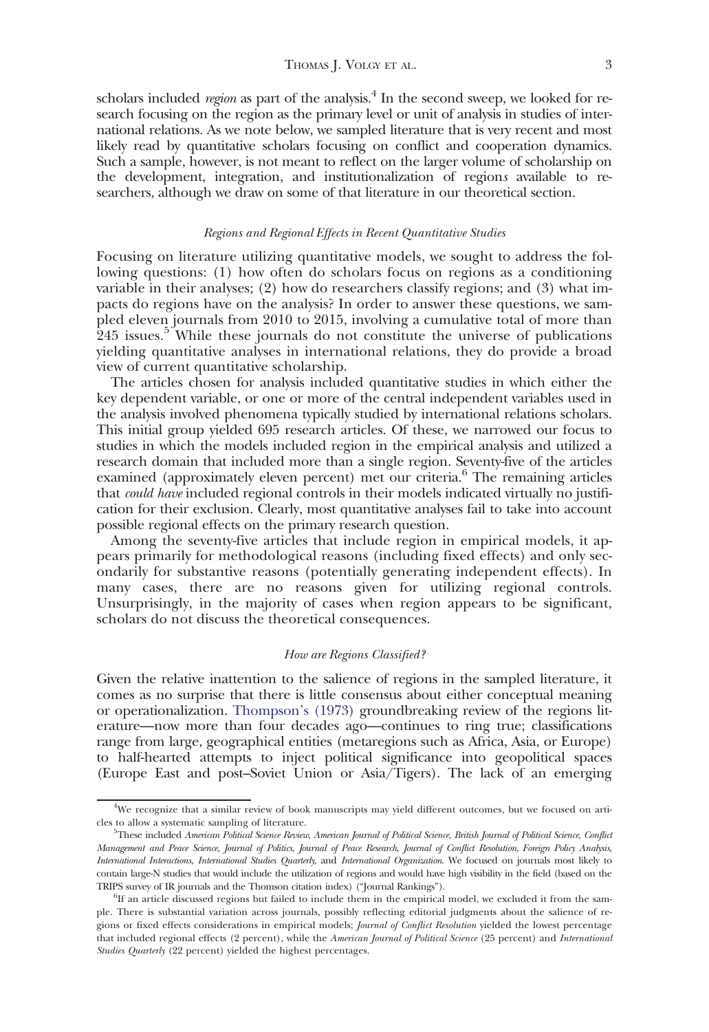scholars included *region* as part of the analysis.[4] In the second sweep, we looked for research focusing on the region as the primary level or unit of analysis in studies of international relations. As we note below, we sampled literature that is very recent and most likely read by quantitative scholars focusing on conflict and cooperation dynamics. Such a sample, however, is not meant to reflect on the larger volume of scholarship on the development, integration, and institutionalization of region*s* available to researchers, although we draw on some of that literature in our theoretical section.

### *Regions and Regional Effects in Recent Quantitative Studies*

Focusing on literature utilizing quantitative models, we sought to address the following questions: (1) how often do scholars focus on regions as a conditioning variable in their analyses; (2) how do researchers classify regions; and (3) what impacts do regions have on the analysis? In order to answer these questions, we sampled eleven journals from 2010 to 2015, involving a cumulative total of more than 245 issues.[5] While these journals do not constitute the universe of publications yielding quantitative analyses in international relations, they do provide a broad view of current quantitative scholarship.

The articles chosen for analysis included quantitative studies in which either the key dependent variable, or one or more of the central independent variables used in the analysis involved phenomena typically studied by international relations scholars. This initial group yielded 695 research articles. Of these, we narrowed our focus to studies in which the models included region in the empirical analysis and utilized a research domain that included more than a single region. Seventy-five of the articles examined (approximately eleven percent) met our criteria.[6] The remaining articles that *could have* included regional controls in their models indicated virtually no justification for their exclusion. Clearly, most quantitative analyses fail to take into account possible regional effects on the primary research question.

Among the seventy-five articles that include region in empirical models, it appears primarily for methodological reasons (including fixed effects) and only secondarily for substantive reasons (potentially generating independent effects). In many cases, there are no reasons given for utilizing regional controls. Unsurprisingly, in the majority of cases when region appears to be significant, scholars do not discuss the theoretical consequences.

### *How are Regions Classified?*

Given the relative inattention to the salience of regions in the sampled literature, it comes as no surprise that there is little consensus about either conceptual meaning or operationalization. Thompson's (1973) groundbreaking review of the regions literature—now more than four decades ago—continues to ring true; classifications range from large, geographical entities (metaregions such as Africa, Asia, or Europe) to half-hearted attempts to inject political significance into geopolitical spaces (Europe East and post–Soviet Union or Asia/Tigers). The lack of an emerging

---

[4] We recognize that a similar review of book manuscripts may yield different outcomes, but we focused on articles to allow a systematic sampling of literature.

[5] These included *American Political Science Review*, *American Journal of Political Science*, *British Journal of Political Science*, *Conflict Management and Peace Science*, *Journal of Politics*, *Journal of Peace Research*, *Journal of Conflict Resolution*, *Foreign Policy Analysis*, *International Interactions*, *International Studies Quarterly*, and *International Organization*. We focused on journals most likely to contain large-N studies that would include the utilization of regions and would have high visibility in the field (based on the TRIPS survey of IR journals and the Thomson citation index) ("Journal Rankings").

[6] If an article discussed regions but failed to include them in the empirical model, we excluded it from the sample. There is substantial variation across journals, possibly reflecting editorial judgments about the salience of regions or fixed effects considerations in empirical models; *Journal of Conflict Resolution* yielded the lowest percentage that included regional effects (2 percent), while the *American Journal of Political Science* (25 percent) and *International Studies Quarterly* (22 percent) yielded the highest percentages.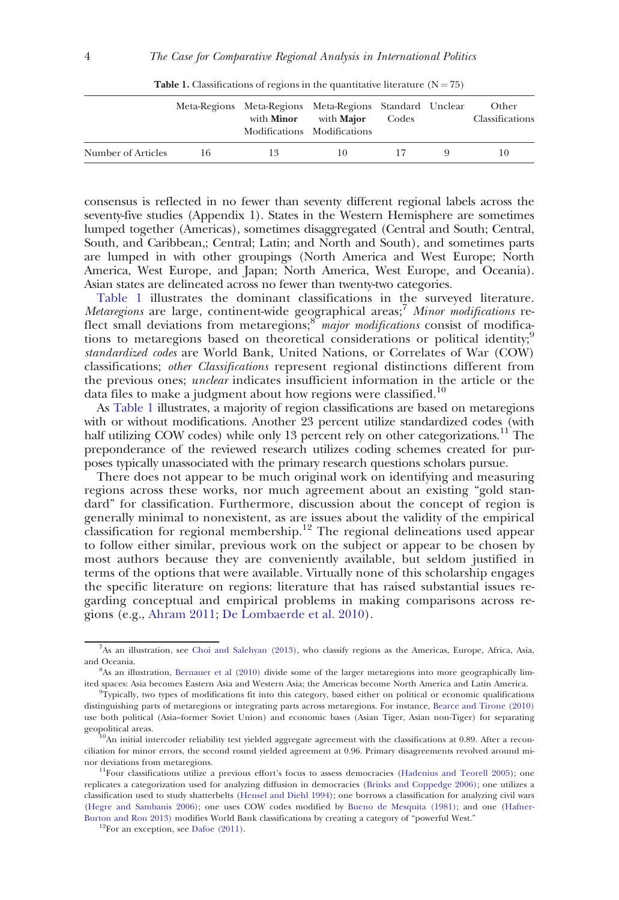**Table 1.** Classifications of regions in the quantitative literature (N = 75)

| | Meta-Regions | Meta-Regions with **Minor** Modifications | Meta-Regions with **Major** Modifications | Standard Codes | Unclear | Other Classifications |
|---|---|---|---|---|---|---|
| Number of Articles | 16 | 13 | 10 | 17 | 9 | 10 |

consensus is reflected in no fewer than seventy different regional labels across the seventy-five studies (Appendix 1). States in the Western Hemisphere are sometimes lumped together (Americas), sometimes disaggregated (Central and South; Central, South, and Caribbean,; Central; Latin; and North and South), and sometimes parts are lumped in with other groupings (North America and West Europe; North America, West Europe, and Japan; North America, West Europe, and Oceania). Asian states are delineated across no fewer than twenty-two categories.

Table 1 illustrates the dominant classifications in the surveyed literature. *Metaregions* are large, continent-wide geographical areas;[7] *Minor modifications* reflect small deviations from metaregions;[8] *major modifications* consist of modifications to metaregions based on theoretical considerations or political identity;[9] *standardized codes* are World Bank, United Nations, or Correlates of War (COW) classifications; *other Classifications* represent regional distinctions different from the previous ones; *unclear* indicates insufficient information in the article or the data files to make a judgment about how regions were classified.[10]

As Table 1 illustrates, a majority of region classifications are based on metaregions with or without modifications. Another 23 percent utilize standardized codes (with half utilizing COW codes) while only 13 percent rely on other categorizations.[11] The preponderance of the reviewed research utilizes coding schemes created for purposes typically unassociated with the primary research questions scholars pursue.

There does not appear to be much original work on identifying and measuring regions across these works, nor much agreement about an existing "gold standard" for classification. Furthermore, discussion about the concept of region is generally minimal to nonexistent, as are issues about the validity of the empirical classification for regional membership.[12] The regional delineations used appear to follow either similar, previous work on the subject or appear to be chosen by most authors because they are conveniently available, but seldom justified in terms of the options that were available. Virtually none of this scholarship engages the specific literature on regions: literature that has raised substantial issues regarding conceptual and empirical problems in making comparisons across regions (e.g., Ahram 2011; De Lombaerde et al. 2010).

---

[7] As an illustration, see Choi and Salehyan (2013), who classify regions as the Americas, Europe, Africa, Asia, and Oceania.

[8] As an illustration, Bernauer et al (2010) divide some of the larger metaregions into more geographically limited spaces: Asia becomes Eastern Asia and Western Asia; the Americas become North America and Latin America.

[9] Typically, two types of modifications fit into this category, based either on political or economic qualifications distinguishing parts of metaregions or integrating parts across metaregions. For instance, Bearce and Tirone (2010) use both political (Asia–former Soviet Union) and economic bases (Asian Tiger, Asian non-Tiger) for separating geopolitical areas.

[10] An initial intercoder reliability test yielded aggregate agreement with the classifications at 0.89. After a reconciliation for minor errors, the second round yielded agreement at 0.96. Primary disagreements revolved around minor deviations from metaregions.

[11] Four classifications utilize a previous effort's focus to assess democracies (Hadenius and Teorell 2005); one replicates a categorization used for analyzing diffusion in democracies (Brinks and Coppedge 2006); one utilizes a classification used to study shatterbelts (Hensel and Diehl 1994); one borrows a classification for analyzing civil wars (Hegre and Sambanis 2006); one uses COW codes modified by Bueno de Mesquita (1981); and one (Hafner-Burton and Ron 2013) modifies World Bank classifications by creating a category of "powerful West."

[12] For an exception, see Dafoe (2011).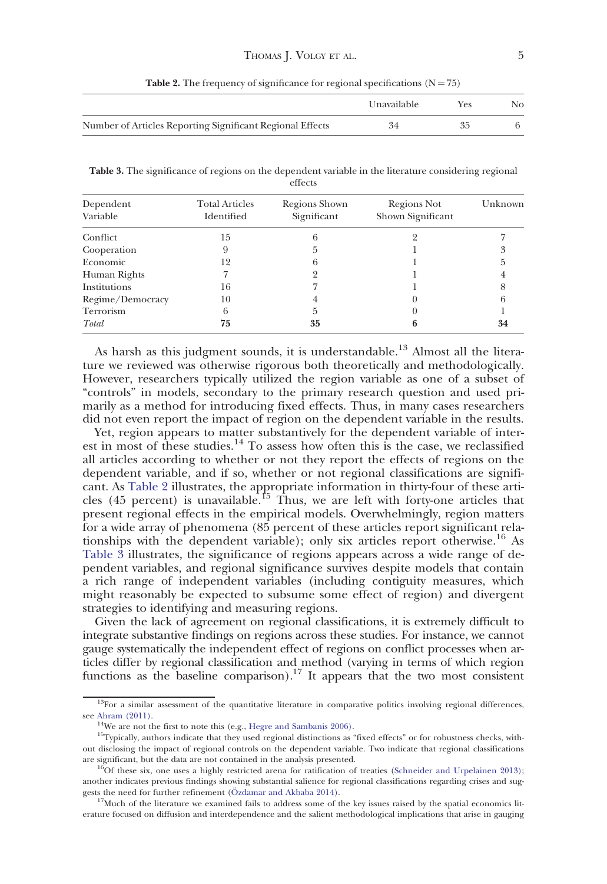**Table 2.** The frequency of significance for regional specifications (N = 75)

| | Unavailable | Yes | No |
|---|---|---|---|
| Number of Articles Reporting Significant Regional Effects | 34 | 35 | 6 |

**Table 3.** The significance of regions on the dependent variable in the literature considering regional effects

| Dependent Variable | Total Articles Identified | Regions Shown Significant | Regions Not Shown Significant | Unknown |
|---|---|---|---|---|
| Conflict | 15 | 6 | 2 | 7 |
| Cooperation | 9 | 5 | 1 | 3 |
| Economic | 12 | 6 | 1 | 5 |
| Human Rights | 7 | 2 | 1 | 4 |
| Institutions | 16 | 7 | 1 | 8 |
| Regime/Democracy | 10 | 4 | 0 | 6 |
| Terrorism | 6 | 5 | 0 | 1 |
| *Total* | **75** | **35** | **6** | **34** |

As harsh as this judgment sounds, it is understandable.[13] Almost all the literature we reviewed was otherwise rigorous both theoretically and methodologically. However, researchers typically utilized the region variable as one of a subset of "controls" in models, secondary to the primary research question and used primarily as a method for introducing fixed effects. Thus, in many cases researchers did not even report the impact of region on the dependent variable in the results.

Yet, region appears to matter substantively for the dependent variable of interest in most of these studies.[14] To assess how often this is the case, we reclassified all articles according to whether or not they report the effects of regions on the dependent variable, and if so, whether or not regional classifications are significant. As Table 2 illustrates, the appropriate information in thirty-four of these articles (45 percent) is unavailable.[15] Thus, we are left with forty-one articles that present regional effects in the empirical models. Overwhelmingly, region matters for a wide array of phenomena (85 percent of these articles report significant relationships with the dependent variable); only six articles report otherwise.[16] As Table 3 illustrates, the significance of regions appears across a wide range of dependent variables, and regional significance survives despite models that contain a rich range of independent variables (including contiguity measures, which might reasonably be expected to subsume some effect of region) and divergent strategies to identifying and measuring regions.

Given the lack of agreement on regional classifications, it is extremely difficult to integrate substantive findings on regions across these studies. For instance, we cannot gauge systematically the independent effect of regions on conflict processes when articles differ by regional classification and method (varying in terms of which region functions as the baseline comparison).[17] It appears that the two most consistent

[13] For a similar assessment of the quantitative literature in comparative politics involving regional differences, see Ahram (2011).

[14] We are not the first to note this (e.g., Hegre and Sambanis 2006).

[15] Typically, authors indicate that they used regional distinctions as "fixed effects" or for robustness checks, without disclosing the impact of regional controls on the dependent variable. Two indicate that regional classifications are significant, but the data are not contained in the analysis presented.

[16] Of these six, one uses a highly restricted arena for ratification of treaties (Schneider and Urpelainen 2013); another indicates previous findings showing substantial salience for regional classifications regarding crises and suggests the need for further refinement (Özdamar and Akbaba 2014).

[17] Much of the literature we examined fails to address some of the key issues raised by the spatial economics literature focused on diffusion and interdependence and the salient methodological implications that arise in gauging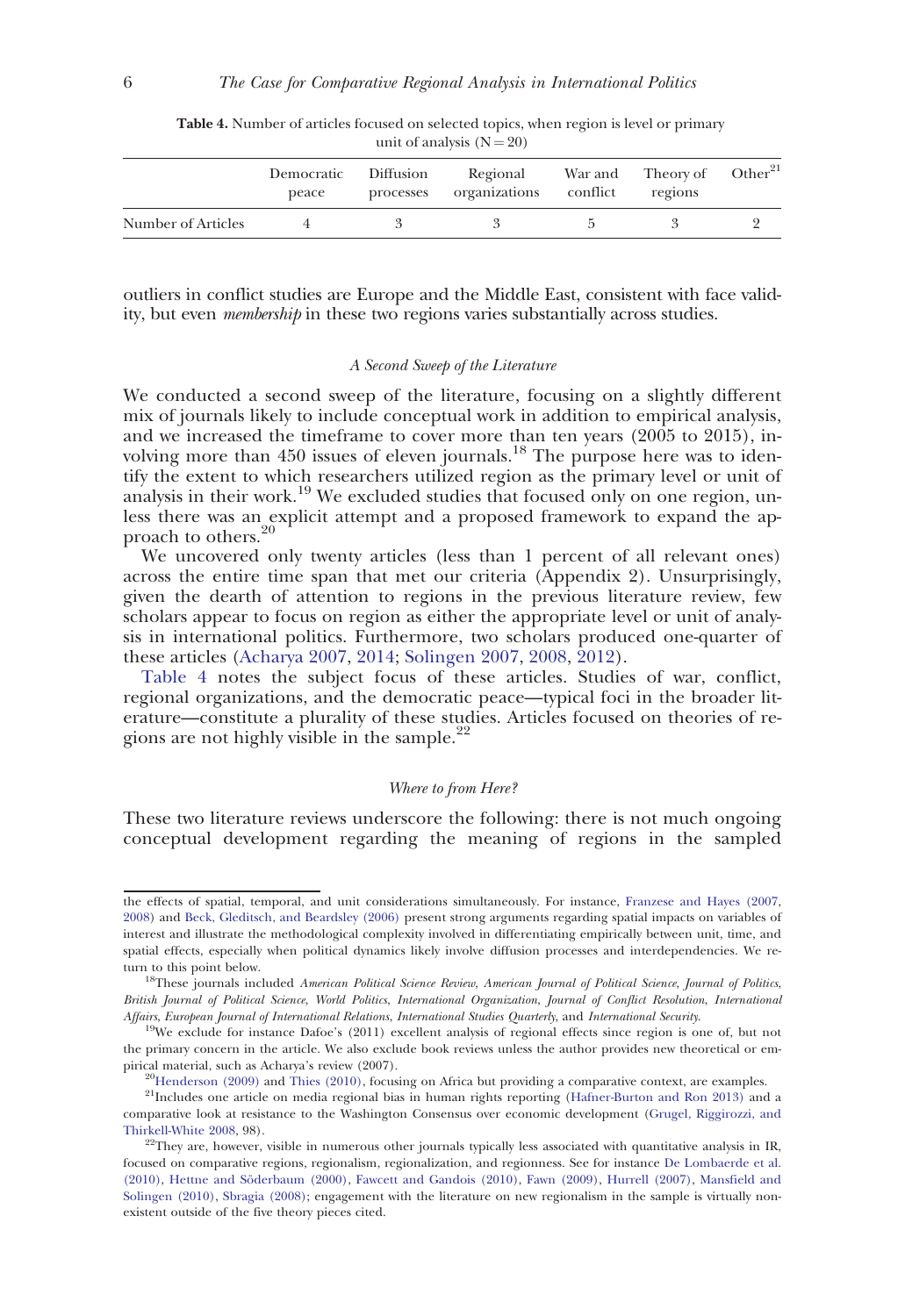**Table 4.** Number of articles focused on selected topics, when region is level or primary unit of analysis (N = 20)

| | Democratic peace | Diffusion processes | Regional organizations | War and conflict | Theory of regions | Other[21] |
|---|---|---|---|---|---|---|
| Number of Articles | 4 | 3 | 3 | 5 | 3 | 2 |

outliers in conflict studies are Europe and the Middle East, consistent with face validity, but even *membership* in these two regions varies substantially across studies.

### *A Second Sweep of the Literature*

We conducted a second sweep of the literature, focusing on a slightly different mix of journals likely to include conceptual work in addition to empirical analysis, and we increased the timeframe to cover more than ten years (2005 to 2015), involving more than 450 issues of eleven journals.[18] The purpose here was to identify the extent to which researchers utilized region as the primary level or unit of analysis in their work.[19] We excluded studies that focused only on one region, unless there was an explicit attempt and a proposed framework to expand the approach to others.[20]

We uncovered only twenty articles (less than 1 percent of all relevant ones) across the entire time span that met our criteria (Appendix 2). Unsurprisingly, given the dearth of attention to regions in the previous literature review, few scholars appear to focus on region as either the appropriate level or unit of analysis in international politics. Furthermore, two scholars produced one-quarter of these articles (Acharya 2007, 2014; Solingen 2007, 2008, 2012).

Table 4 notes the subject focus of these articles. Studies of war, conflict, regional organizations, and the democratic peace—typical foci in the broader literature—constitute a plurality of these studies. Articles focused on theories of regions are not highly visible in the sample.[22]

### *Where to from Here?*

These two literature reviews underscore the following: there is not much ongoing conceptual development regarding the meaning of regions in the sampled

---

the effects of spatial, temporal, and unit considerations simultaneously. For instance, Franzese and Hayes (2007, 2008) and Beck, Gleditsch, and Beardsley (2006) present strong arguments regarding spatial impacts on variables of interest and illustrate the methodological complexity involved in differentiating empirically between unit, time, and spatial effects, especially when political dynamics likely involve diffusion processes and interdependencies. We return to this point below.

[18] These journals included *American Political Science Review*, *American Journal of Political Science*, *Journal of Politics*, *British Journal of Political Science*, *World Politics*, *International Organization*, *Journal of Conflict Resolution*, *International Affairs*, *European Journal of International Relations*, *International Studies Quarterly*, and *International Security*.

[19] We exclude for instance Dafoe's (2011) excellent analysis of regional effects since region is one of, but not the primary concern in the article. We also exclude book reviews unless the author provides new theoretical or empirical material, such as Acharya's review (2007).

[20] Henderson (2009) and Thies (2010), focusing on Africa but providing a comparative context, are examples.

[21] Includes one article on media regional bias in human rights reporting (Hafner-Burton and Ron 2013) and a comparative look at resistance to the Washington Consensus over economic development (Grugel, Riggirozzi, and Thirkell-White 2008, 98).

[22] They are, however, visible in numerous other journals typically less associated with quantitative analysis in IR, focused on comparative regions, regionalism, regionalization, and regionness. See for instance De Lombaerde et al. (2010), Hettne and Söderbaum (2000), Fawcett and Gandois (2010), Fawn (2009), Hurrell (2007), Mansfield and Solingen (2010), Sbragia (2008); engagement with the literature on new regionalism in the sample is virtually nonexistent outside of the five theory pieces cited.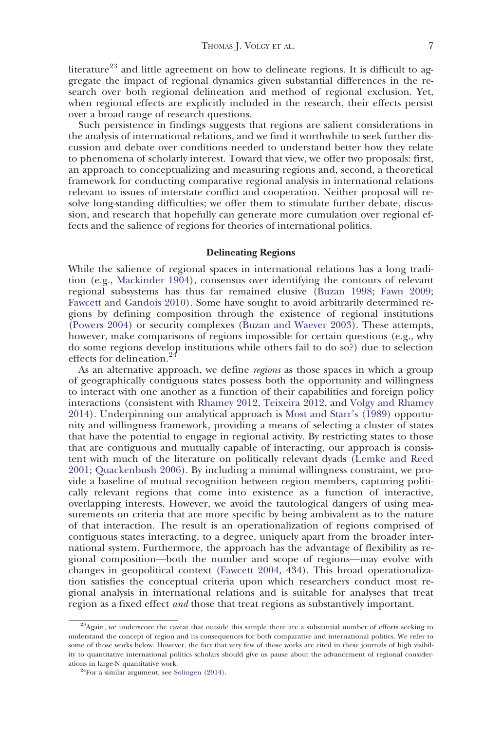literature[23] and little agreement on how to delineate regions. It is difficult to aggregate the impact of regional dynamics given substantial differences in the research over both regional delineation and method of regional exclusion. Yet, when regional effects are explicitly included in the research, their effects persist over a broad range of research questions.

Such persistence in findings suggests that regions are salient considerations in the analysis of international relations, and we find it worthwhile to seek further discussion and debate over conditions needed to understand better how they relate to phenomena of scholarly interest. Toward that view, we offer two proposals: first, an approach to conceptualizing and measuring regions and, second, a theoretical framework for conducting comparative regional analysis in international relations relevant to issues of interstate conflict and cooperation. Neither proposal will resolve long-standing difficulties; we offer them to stimulate further debate, discussion, and research that hopefully can generate more cumulation over regional effects and the salience of regions for theories of international politics.

## Delineating Regions

While the salience of regional spaces in international relations has a long tradition (e.g., Mackinder 1904), consensus over identifying the contours of relevant regional subsystems has thus far remained elusive (Buzan 1998; Fawn 2009; Fawcett and Gandois 2010). Some have sought to avoid arbitrarily determined regions by defining composition through the existence of regional institutions (Powers 2004) or security complexes (Buzan and Waever 2003). These attempts, however, make comparisons of regions impossible for certain questions (e.g., why do some regions develop institutions while others fail to do so?) due to selection effects for delineation.[24]

As an alternative approach, we define *regions* as those spaces in which a group of geographically contiguous states possess both the opportunity and willingness to interact with one another as a function of their capabilities and foreign policy interactions (consistent with Rhamey 2012, Teixeira 2012, and Volgy and Rhamey 2014). Underpinning our analytical approach is Most and Starr's (1989) opportunity and willingness framework, providing a means of selecting a cluster of states that have the potential to engage in regional activity. By restricting states to those that are contiguous and mutually capable of interacting, our approach is consistent with much of the literature on politically relevant dyads (Lemke and Reed 2001; Quackenbush 2006). By including a minimal willingness constraint, we provide a baseline of mutual recognition between region members, capturing politically relevant regions that come into existence as a function of interactive, overlapping interests. However, we avoid the tautological dangers of using measurements on criteria that are more specific by being ambivalent as to the nature of that interaction. The result is an operationalization of regions comprised of contiguous states interacting, to a degree, uniquely apart from the broader international system. Furthermore, the approach has the advantage of flexibility as regional composition—both the number and scope of regions—may evolve with changes in geopolitical context (Fawcett 2004, 434). This broad operationalization satisfies the conceptual criteria upon which researchers conduct most regional analysis in international relations and is suitable for analyses that treat region as a fixed effect *and* those that treat regions as substantively important.

[23] Again, we underscore the caveat that outside this sample there are a substantial number of efforts seeking to understand the concept of region and its consequences for both comparative and international politics. We refer to some of those works below. However, the fact that very few of those works are cited in these journals of high visibility to quantitative international politics scholars should give us pause about the advancement of regional considerations in large-N quantitative work.

[24] For a similar argument, see Solingen (2014).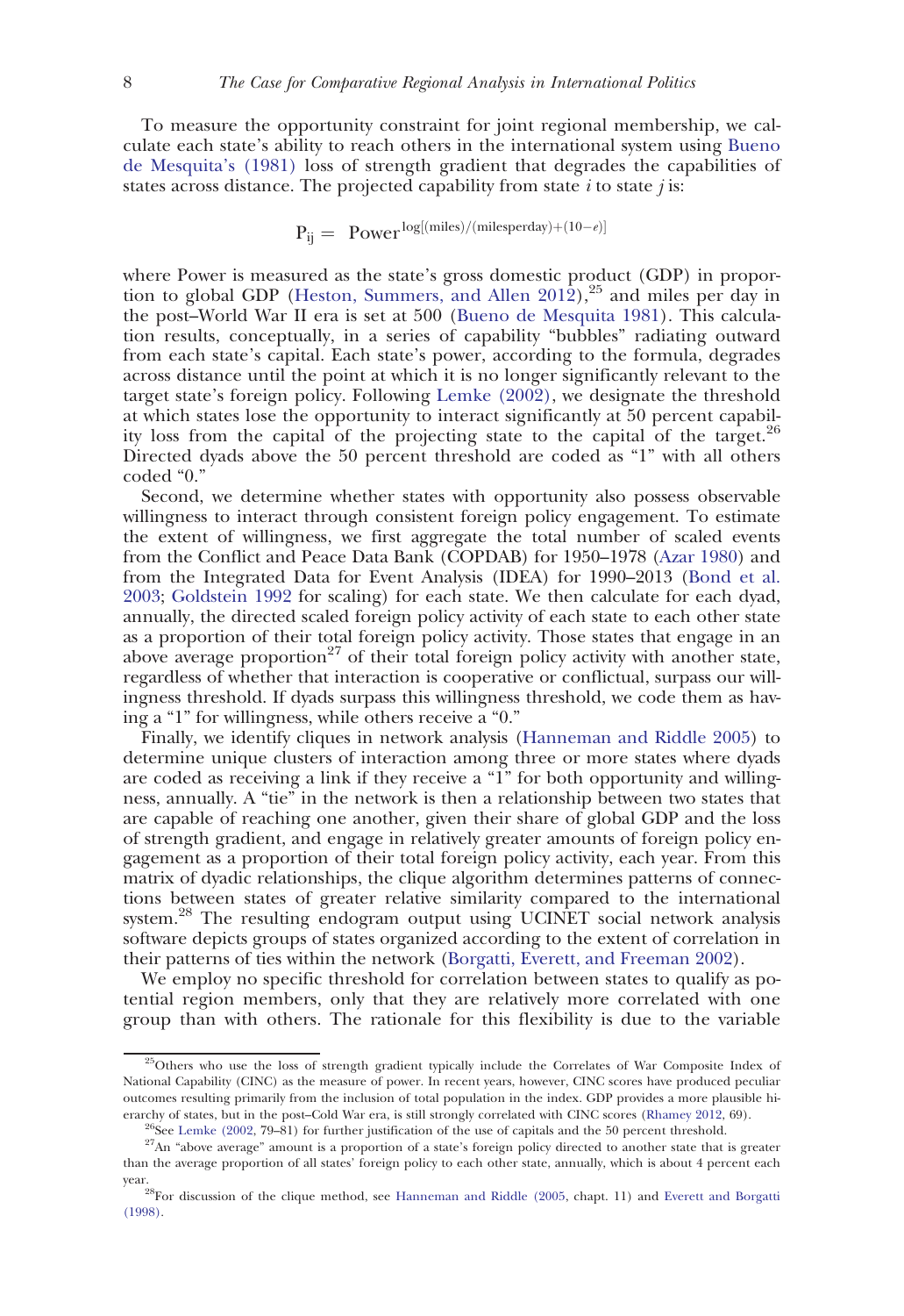To measure the opportunity constraint for joint regional membership, we calculate each state's ability to reach others in the international system using Bueno de Mesquita's (1981) loss of strength gradient that degrades the capabilities of states across distance. The projected capability from state $i$ to state $j$ is:

$$\mathrm{P_{ij}} = \mathrm{Power}^{\log[(\mathrm{miles})/(\mathrm{milesperday})+(10-e)]}$$

where Power is measured as the state's gross domestic product (GDP) in proportion to global GDP (Heston, Summers, and Allen 2012),[25] and miles per day in the post–World War II era is set at 500 (Bueno de Mesquita 1981). This calculation results, conceptually, in a series of capability "bubbles" radiating outward from each state's capital. Each state's power, according to the formula, degrades across distance until the point at which it is no longer significantly relevant to the target state's foreign policy. Following Lemke (2002), we designate the threshold at which states lose the opportunity to interact significantly at 50 percent capability loss from the capital of the projecting state to the capital of the target.[26] Directed dyads above the 50 percent threshold are coded as "1" with all others coded "0."

Second, we determine whether states with opportunity also possess observable willingness to interact through consistent foreign policy engagement. To estimate the extent of willingness, we first aggregate the total number of scaled events from the Conflict and Peace Data Bank (COPDAB) for 1950–1978 (Azar 1980) and from the Integrated Data for Event Analysis (IDEA) for 1990–2013 (Bond et al. 2003; Goldstein 1992 for scaling) for each state. We then calculate for each dyad, annually, the directed scaled foreign policy activity of each state to each other state as a proportion of their total foreign policy activity. Those states that engage in an above average proportion[27] of their total foreign policy activity with another state, regardless of whether that interaction is cooperative or conflictual, surpass our willingness threshold. If dyads surpass this willingness threshold, we code them as having a "1" for willingness, while others receive a "0."

Finally, we identify cliques in network analysis (Hanneman and Riddle 2005) to determine unique clusters of interaction among three or more states where dyads are coded as receiving a link if they receive a "1" for both opportunity and willingness, annually. A "tie" in the network is then a relationship between two states that are capable of reaching one another, given their share of global GDP and the loss of strength gradient, and engage in relatively greater amounts of foreign policy engagement as a proportion of their total foreign policy activity, each year. From this matrix of dyadic relationships, the clique algorithm determines patterns of connections between states of greater relative similarity compared to the international system.[28] The resulting endogram output using UCINET social network analysis software depicts groups of states organized according to the extent of correlation in their patterns of ties within the network (Borgatti, Everett, and Freeman 2002).

We employ no specific threshold for correlation between states to qualify as potential region members, only that they are relatively more correlated with one group than with others. The rationale for this flexibility is due to the variable

---

[25] Others who use the loss of strength gradient typically include the Correlates of War Composite Index of National Capability (CINC) as the measure of power. In recent years, however, CINC scores have produced peculiar outcomes resulting primarily from the inclusion of total population in the index. GDP provides a more plausible hierarchy of states, but in the post–Cold War era, is still strongly correlated with CINC scores (Rhamey 2012, 69).

[26] See Lemke (2002, 79–81) for further justification of the use of capitals and the 50 percent threshold.

[27] An "above average" amount is a proportion of a state's foreign policy directed to another state that is greater than the average proportion of all states' foreign policy to each other state, annually, which is about 4 percent each year.

[28] For discussion of the clique method, see Hanneman and Riddle (2005, chapt. 11) and Everett and Borgatti (1998).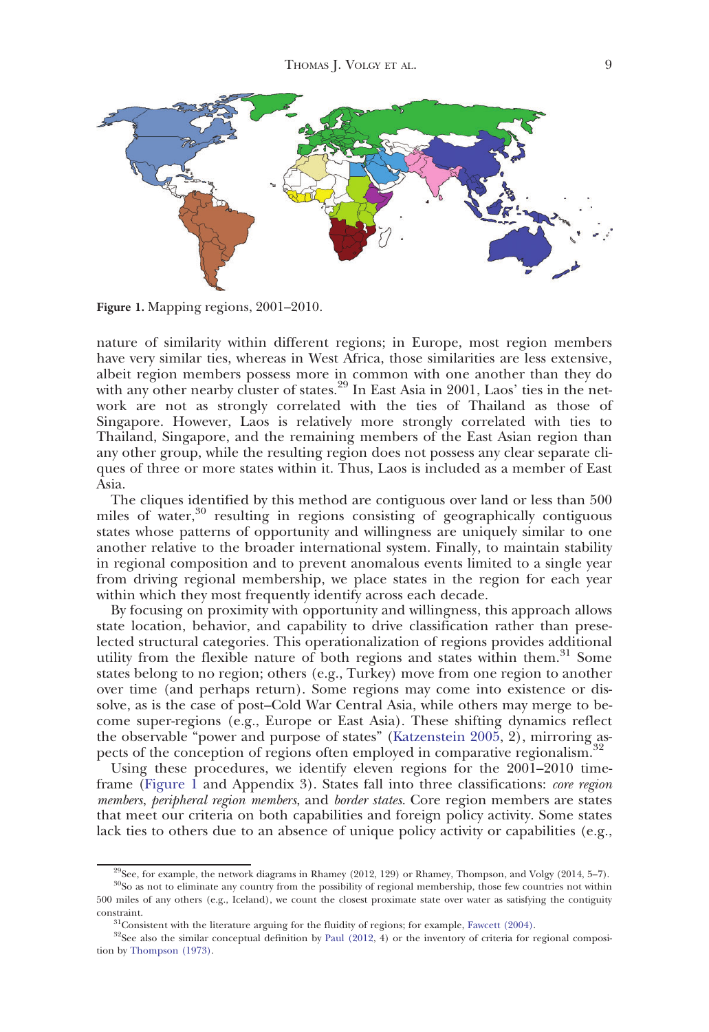Figure 1. Mapping regions, 2001–2010.

nature of similarity within different regions; in Europe, most region members have very similar ties, whereas in West Africa, those similarities are less extensive, albeit region members possess more in common with one another than they do with any other nearby cluster of states.[29] In East Asia in 2001, Laos' ties in the network are not as strongly correlated with the ties of Thailand as those of Singapore. However, Laos is relatively more strongly correlated with ties to Thailand, Singapore, and the remaining members of the East Asian region than any other group, while the resulting region does not possess any clear separate cliques of three or more states within it. Thus, Laos is included as a member of East Asia.

The cliques identified by this method are contiguous over land or less than 500 miles of water,[30] resulting in regions consisting of geographically contiguous states whose patterns of opportunity and willingness are uniquely similar to one another relative to the broader international system. Finally, to maintain stability in regional composition and to prevent anomalous events limited to a single year from driving regional membership, we place states in the region for each year within which they most frequently identify across each decade.

By focusing on proximity with opportunity and willingness, this approach allows state location, behavior, and capability to drive classification rather than preselected structural categories. This operationalization of regions provides additional utility from the flexible nature of both regions and states within them.[31] Some states belong to no region; others (e.g., Turkey) move from one region to another over time (and perhaps return). Some regions may come into existence or dissolve, as is the case of post–Cold War Central Asia, while others may merge to become super-regions (e.g., Europe or East Asia). These shifting dynamics reflect the observable "power and purpose of states" (Katzenstein 2005, 2), mirroring aspects of the conception of regions often employed in comparative regionalism.[32]

Using these procedures, we identify eleven regions for the 2001–2010 timeframe (Figure 1 and Appendix 3). States fall into three classifications: *core region members*, *peripheral region members*, and *border states*. Core region members are states that meet our criteria on both capabilities and foreign policy activity. Some states lack ties to others due to an absence of unique policy activity or capabilities (e.g.,

[29] See, for example, the network diagrams in Rhamey (2012, 129) or Rhamey, Thompson, and Volgy (2014, 5–7).

[30] So as not to eliminate any country from the possibility of regional membership, those few countries not within 500 miles of any others (e.g., Iceland), we count the closest proximate state over water as satisfying the contiguity constraint.

[31] Consistent with the literature arguing for the fluidity of regions; for example, Fawcett (2004).

[32] See also the similar conceptual definition by Paul (2012, 4) or the inventory of criteria for regional composition by Thompson (1973).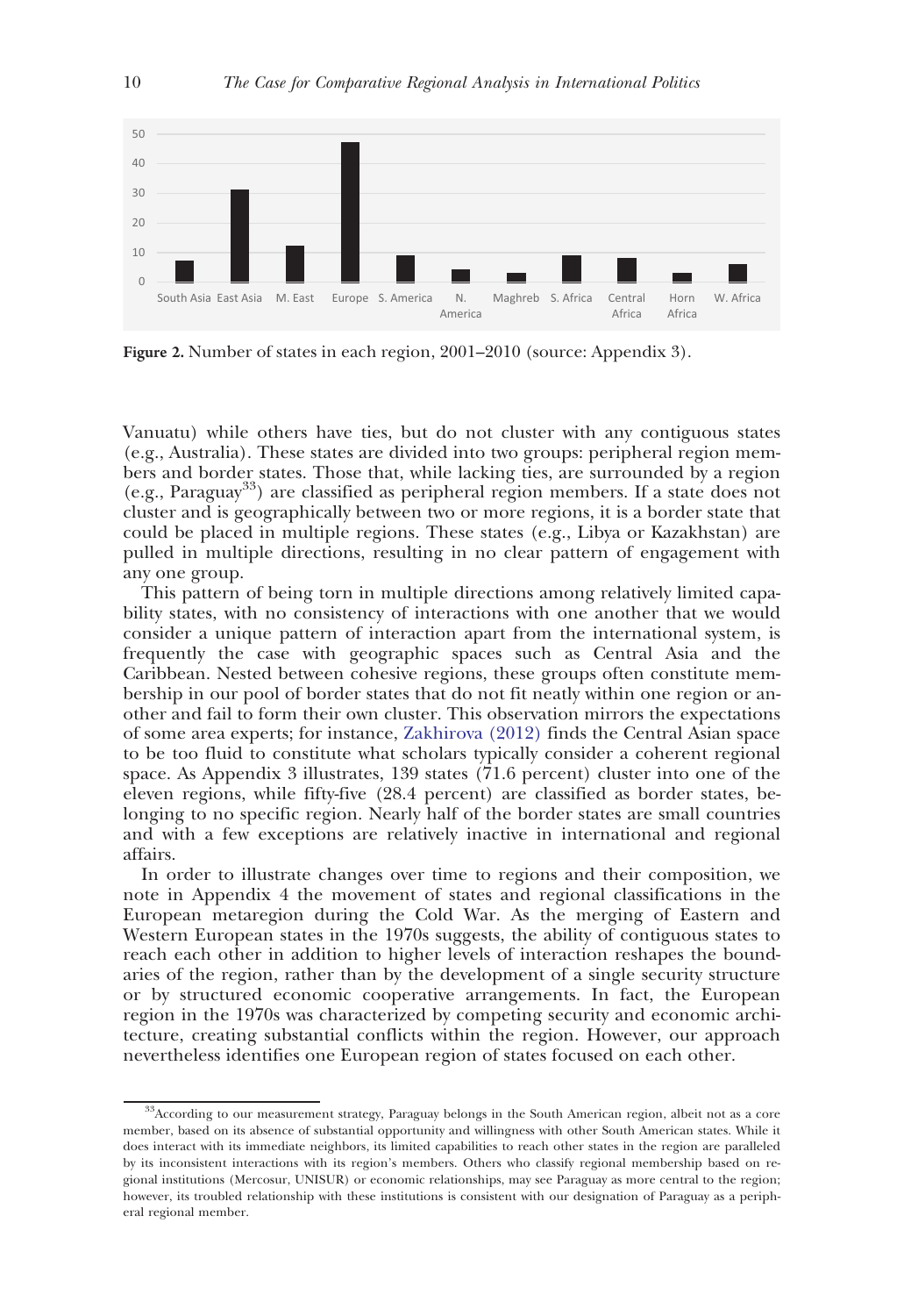Figure 2. Number of states in each region, 2001–2010 (source: Appendix 3).

Vanuatu) while others have ties, but do not cluster with any contiguous states (e.g., Australia). These states are divided into two groups: peripheral region members and border states. Those that, while lacking ties, are surrounded by a region (e.g., Paraguay[33]) are classified as peripheral region members. If a state does not cluster and is geographically between two or more regions, it is a border state that could be placed in multiple regions. These states (e.g., Libya or Kazakhstan) are pulled in multiple directions, resulting in no clear pattern of engagement with any one group.

This pattern of being torn in multiple directions among relatively limited capability states, with no consistency of interactions with one another that we would consider a unique pattern of interaction apart from the international system, is frequently the case with geographic spaces such as Central Asia and the Caribbean. Nested between cohesive regions, these groups often constitute membership in our pool of border states that do not fit neatly within one region or another and fail to form their own cluster. This observation mirrors the expectations of some area experts; for instance, Zakhirova (2012) finds the Central Asian space to be too fluid to constitute what scholars typically consider a coherent regional space. As Appendix 3 illustrates, 139 states (71.6 percent) cluster into one of the eleven regions, while fifty-five (28.4 percent) are classified as border states, belonging to no specific region. Nearly half of the border states are small countries and with a few exceptions are relatively inactive in international and regional affairs.

In order to illustrate changes over time to regions and their composition, we note in Appendix 4 the movement of states and regional classifications in the European metaregion during the Cold War. As the merging of Eastern and Western European states in the 1970s suggests, the ability of contiguous states to reach each other in addition to higher levels of interaction reshapes the boundaries of the region, rather than by the development of a single security structure or by structured economic cooperative arrangements. In fact, the European region in the 1970s was characterized by competing security and economic architecture, creating substantial conflicts within the region. However, our approach nevertheless identifies one European region of states focused on each other.

[33] According to our measurement strategy, Paraguay belongs in the South American region, albeit not as a core member, based on its absence of substantial opportunity and willingness with other South American states. While it does interact with its immediate neighbors, its limited capabilities to reach other states in the region are paralleled by its inconsistent interactions with its region's members. Others who classify regional membership based on regional institutions (Mercosur, UNISUR) or economic relationships, may see Paraguay as more central to the region; however, its troubled relationship with these institutions is consistent with our designation of Paraguay as a peripheral regional member.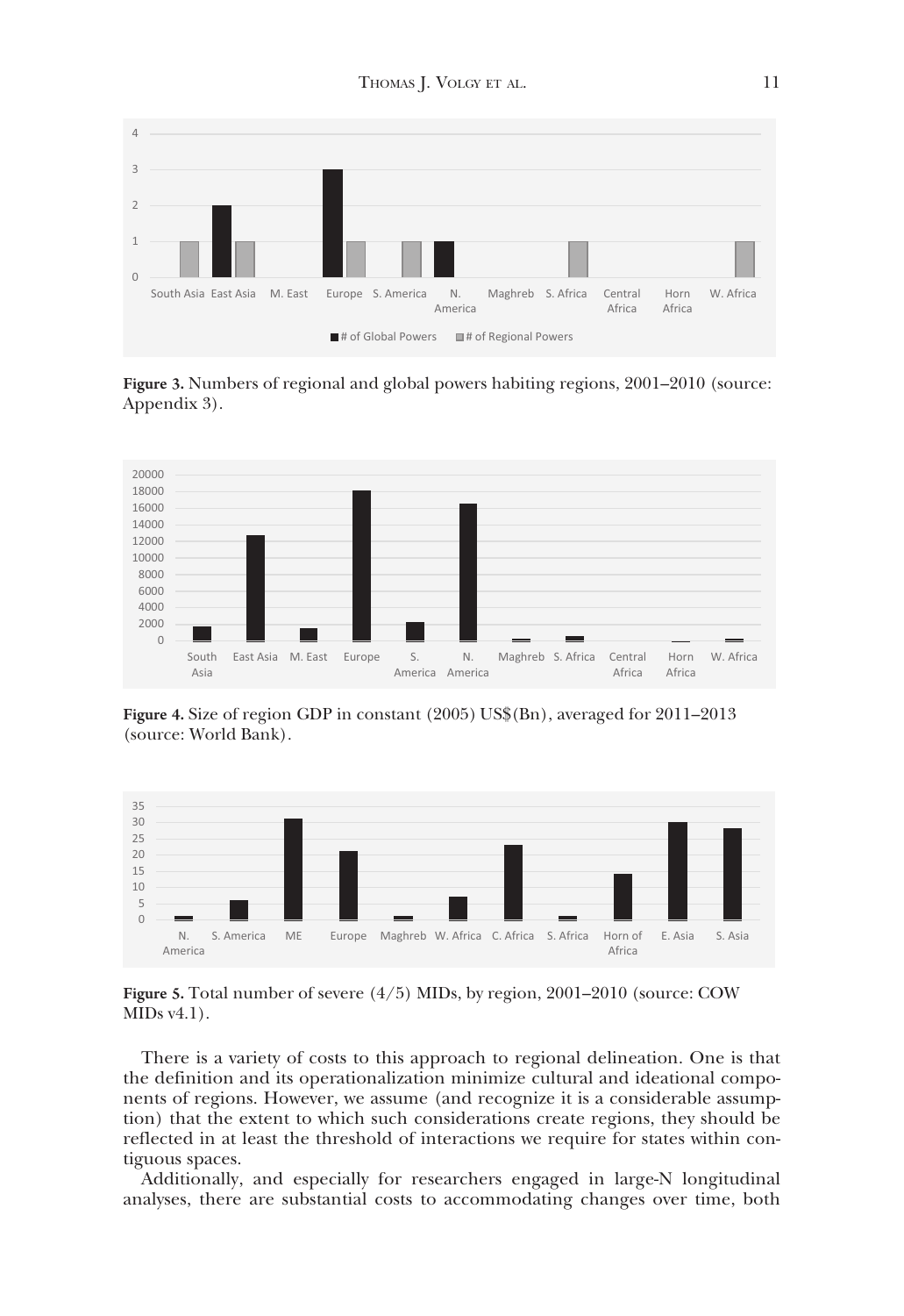**Figure 3.** Numbers of regional and global powers habiting regions, 2001–2010 (source: Appendix 3).

**Figure 4.** Size of region GDP in constant (2005) US$(Bn), averaged for 2011–2013 (source: World Bank).

**Figure 5.** Total number of severe (4/5) MIDs, by region, 2001–2010 (source: COW MIDs v4.1).

There is a variety of costs to this approach to regional delineation. One is that the definition and its operationalization minimize cultural and ideational components of regions. However, we assume (and recognize it is a considerable assumption) that the extent to which such considerations create regions, they should be reflected in at least the threshold of interactions we require for states within contiguous spaces.

Additionally, and especially for researchers engaged in large-N longitudinal analyses, there are substantial costs to accommodating changes over time, both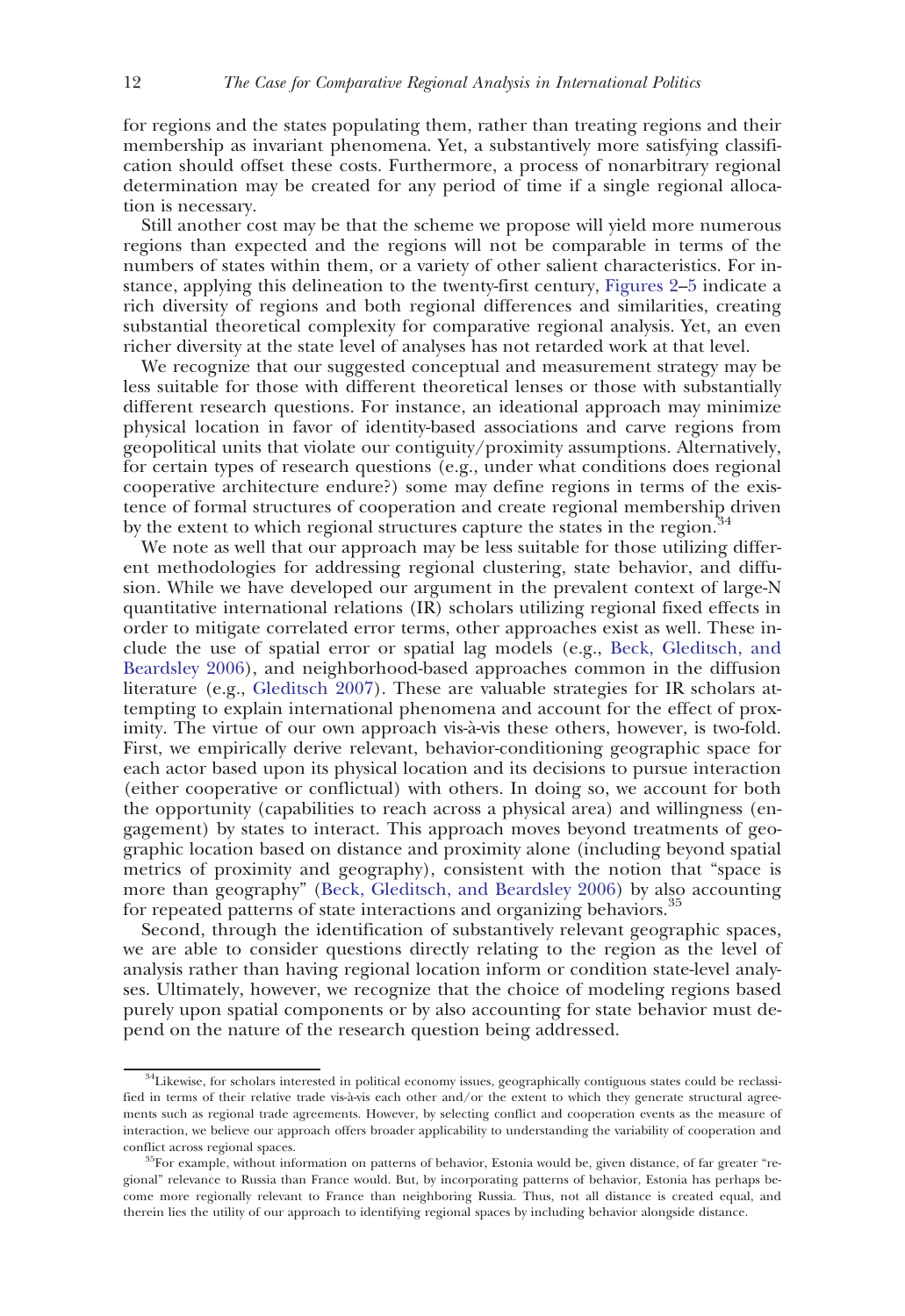for regions and the states populating them, rather than treating regions and their membership as invariant phenomena. Yet, a substantively more satisfying classification should offset these costs. Furthermore, a process of nonarbitrary regional determination may be created for any period of time if a single regional allocation is necessary.

Still another cost may be that the scheme we propose will yield more numerous regions than expected and the regions will not be comparable in terms of the numbers of states within them, or a variety of other salient characteristics. For instance, applying this delineation to the twenty-first century, Figures 2–5 indicate a rich diversity of regions and both regional differences and similarities, creating substantial theoretical complexity for comparative regional analysis. Yet, an even richer diversity at the state level of analyses has not retarded work at that level.

We recognize that our suggested conceptual and measurement strategy may be less suitable for those with different theoretical lenses or those with substantially different research questions. For instance, an ideational approach may minimize physical location in favor of identity-based associations and carve regions from geopolitical units that violate our contiguity/proximity assumptions. Alternatively, for certain types of research questions (e.g., under what conditions does regional cooperative architecture endure?) some may define regions in terms of the existence of formal structures of cooperation and create regional membership driven by the extent to which regional structures capture the states in the region.[34]

We note as well that our approach may be less suitable for those utilizing different methodologies for addressing regional clustering, state behavior, and diffusion. While we have developed our argument in the prevalent context of large-N quantitative international relations (IR) scholars utilizing regional fixed effects in order to mitigate correlated error terms, other approaches exist as well. These include the use of spatial error or spatial lag models (e.g., Beck, Gleditsch, and Beardsley 2006), and neighborhood-based approaches common in the diffusion literature (e.g., Gleditsch 2007). These are valuable strategies for IR scholars attempting to explain international phenomena and account for the effect of proximity. The virtue of our own approach vis-à-vis these others, however, is two-fold. First, we empirically derive relevant, behavior-conditioning geographic space for each actor based upon its physical location and its decisions to pursue interaction (either cooperative or conflictual) with others. In doing so, we account for both the opportunity (capabilities to reach across a physical area) and willingness (engagement) by states to interact. This approach moves beyond treatments of geographic location based on distance and proximity alone (including beyond spatial metrics of proximity and geography), consistent with the notion that "space is more than geography" (Beck, Gleditsch, and Beardsley 2006) by also accounting for repeated patterns of state interactions and organizing behaviors.[35]

Second, through the identification of substantively relevant geographic spaces, we are able to consider questions directly relating to the region as the level of analysis rather than having regional location inform or condition state-level analyses. Ultimately, however, we recognize that the choice of modeling regions based purely upon spatial components or by also accounting for state behavior must depend on the nature of the research question being addressed.

---

[34]Likewise, for scholars interested in political economy issues, geographically contiguous states could be reclassified in terms of their relative trade vis-à-vis each other and/or the extent to which they generate structural agreements such as regional trade agreements. However, by selecting conflict and cooperation events as the measure of interaction, we believe our approach offers broader applicability to understanding the variability of cooperation and conflict across regional spaces.

[35]For example, without information on patterns of behavior, Estonia would be, given distance, of far greater "regional" relevance to Russia than France would. But, by incorporating patterns of behavior, Estonia has perhaps become more regionally relevant to France than neighboring Russia. Thus, not all distance is created equal, and therein lies the utility of our approach to identifying regional spaces by including behavior alongside distance.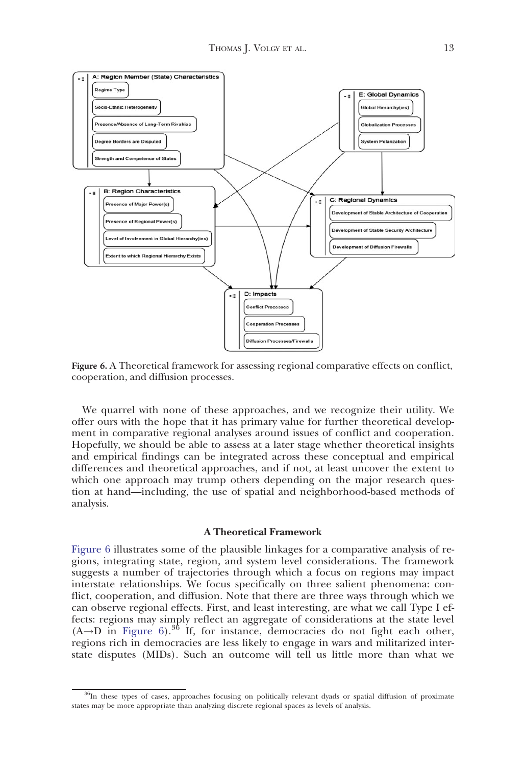A: Region Member (State) Characteristics
- Regime Type
- Socio-Ethnic Heterogeneity
- Presence/Absence of Long-Term Rivalries
- Degree Borders are Disputed
- Strength and Competence of States

E: Global Dynamics
- Global Hierarchy(ies)
- Globalization Processes
- System Polarization

B: Region Characteristics
- Presence of Major Power(s)
- Presence of Regional Power(s)
- Level of Involvement in Global Hierarchy(ies)
- Extent to which Regional Hierarchy Exists

C: Regional Dynamics
- Development of Stable Architecture of Cooperation
- Development of Stable Security Architecture
- Development of Diffusion Firewalls

D: Impacts
- Conflict Processes
- Cooperation Processes
- Diffusion Processes/Firewalls

**Figure 6.** A Theoretical framework for assessing regional comparative effects on conflict, cooperation, and diffusion processes.

We quarrel with none of these approaches, and we recognize their utility. We offer ours with the hope that it has primary value for further theoretical development in comparative regional analyses around issues of conflict and cooperation. Hopefully, we should be able to assess at a later stage whether theoretical insights and empirical findings can be integrated across these conceptual and empirical differences and theoretical approaches, and if not, at least uncover the extent to which one approach may trump others depending on the major research question at hand—including, the use of spatial and neighborhood-based methods of analysis.

### A Theoretical Framework

Figure 6 illustrates some of the plausible linkages for a comparative analysis of regions, integrating state, region, and system level considerations. The framework suggests a number of trajectories through which a focus on regions may impact interstate relationships. We focus specifically on three salient phenomena: conflict, cooperation, and diffusion. Note that there are three ways through which we can observe regional effects. First, and least interesting, are what we call Type I effects: regions may simply reflect an aggregate of considerations at the state level (A→D in Figure 6).[36] If, for instance, democracies do not fight each other, regions rich in democracies are less likely to engage in wars and militarized interstate disputes (MIDs). Such an outcome will tell us little more than what we

[36] In these types of cases, approaches focusing on politically relevant dyads or spatial diffusion of proximate states may be more appropriate than analyzing discrete regional spaces as levels of analysis.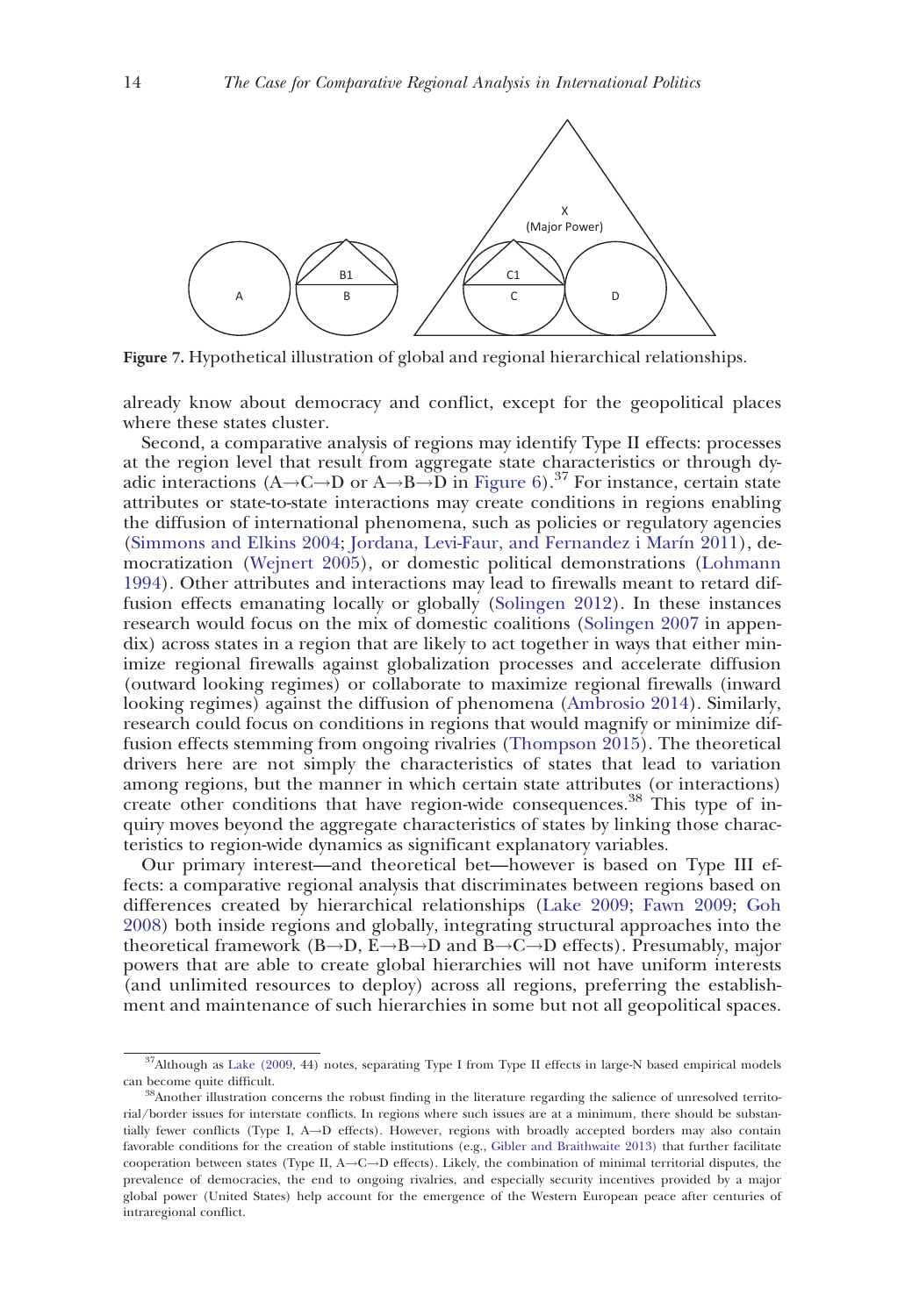Figure 7. Hypothetical illustration of global and regional hierarchical relationships.

already know about democracy and conflict, except for the geopolitical places where these states cluster.

Second, a comparative analysis of regions may identify Type II effects: processes at the region level that result from aggregate state characteristics or through dyadic interactions (A→C→D or A→B→D in Figure 6).[37] For instance, certain state attributes or state-to-state interactions may create conditions in regions enabling the diffusion of international phenomena, such as policies or regulatory agencies (Simmons and Elkins 2004; Jordana, Levi-Faur, and Fernandez i Marín 2011), democratization (Wejnert 2005), or domestic political demonstrations (Lohmann 1994). Other attributes and interactions may lead to firewalls meant to retard diffusion effects emanating locally or globally (Solingen 2012). In these instances research would focus on the mix of domestic coalitions (Solingen 2007 in appendix) across states in a region that are likely to act together in ways that either minimize regional firewalls against globalization processes and accelerate diffusion (outward looking regimes) or collaborate to maximize regional firewalls (inward looking regimes) against the diffusion of phenomena (Ambrosio 2014). Similarly, research could focus on conditions in regions that would magnify or minimize diffusion effects stemming from ongoing rivalries (Thompson 2015). The theoretical drivers here are not simply the characteristics of states that lead to variation among regions, but the manner in which certain state attributes (or interactions) create other conditions that have region-wide consequences.[38] This type of inquiry moves beyond the aggregate characteristics of states by linking those characteristics to region-wide dynamics as significant explanatory variables.

Our primary interest—and theoretical bet—however is based on Type III effects: a comparative regional analysis that discriminates between regions based on differences created by hierarchical relationships (Lake 2009; Fawn 2009; Goh 2008) both inside regions and globally, integrating structural approaches into the theoretical framework (B→D, E→B→D and B→C→D effects). Presumably, major powers that are able to create global hierarchies will not have uniform interests (and unlimited resources to deploy) across all regions, preferring the establishment and maintenance of such hierarchies in some but not all geopolitical spaces.

[37] Although as Lake (2009, 44) notes, separating Type I from Type II effects in large-N based empirical models can become quite difficult.

[38] Another illustration concerns the robust finding in the literature regarding the salience of unresolved territorial/border issues for interstate conflicts. In regions where such issues are at a minimum, there should be substantially fewer conflicts (Type I, A→D effects). However, regions with broadly accepted borders may also contain favorable conditions for the creation of stable institutions (e.g., Gibler and Braithwaite 2013) that further facilitate cooperation between states (Type II, A→C→D effects). Likely, the combination of minimal territorial disputes, the prevalence of democracies, the end to ongoing rivalries, and especially security incentives provided by a major global power (United States) help account for the emergence of the Western European peace after centuries of intraregional conflict.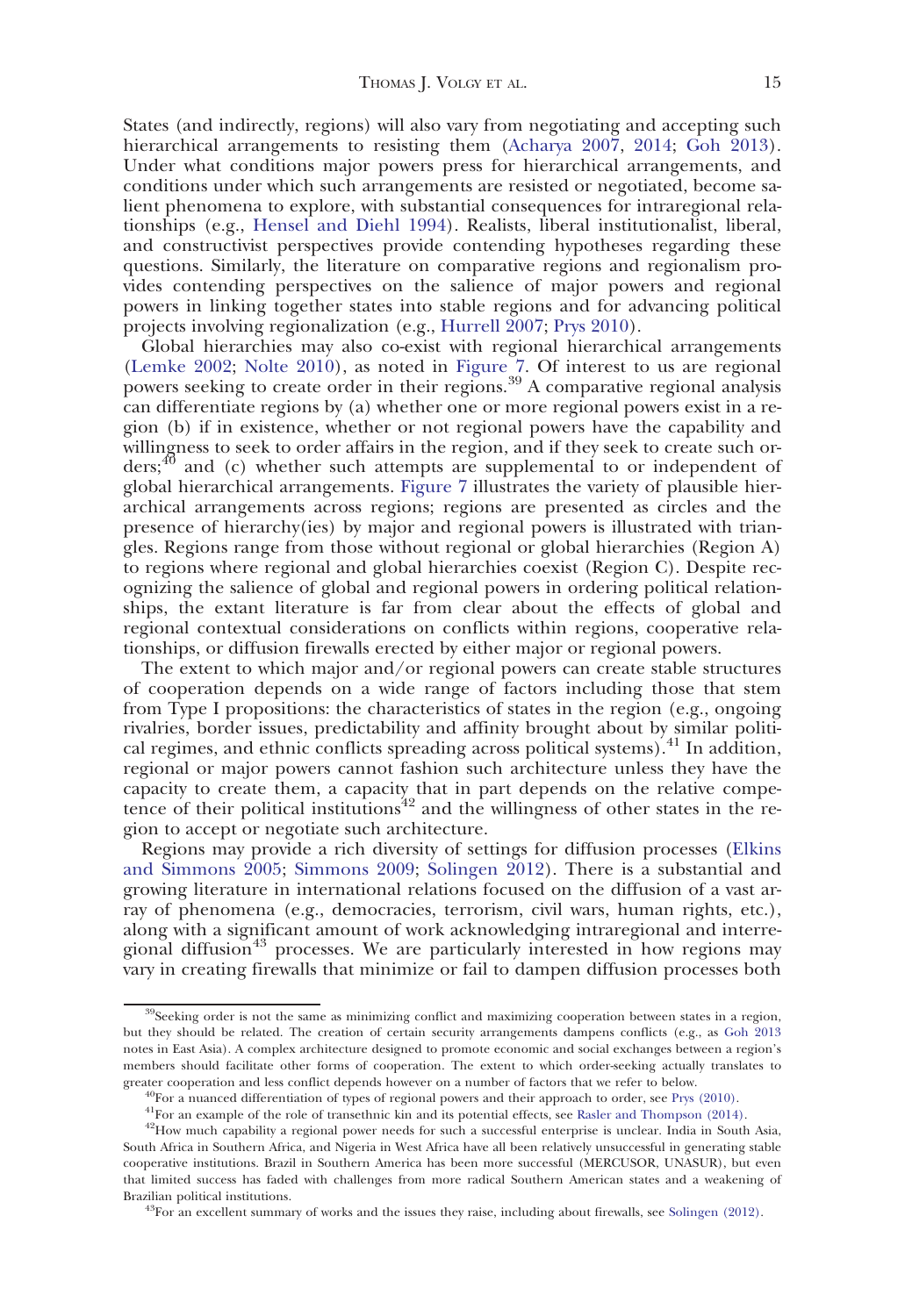States (and indirectly, regions) will also vary from negotiating and accepting such hierarchical arrangements to resisting them (Acharya 2007, 2014; Goh 2013). Under what conditions major powers press for hierarchical arrangements, and conditions under which such arrangements are resisted or negotiated, become salient phenomena to explore, with substantial consequences for intraregional relationships (e.g., Hensel and Diehl 1994). Realists, liberal institutionalist, liberal, and constructivist perspectives provide contending hypotheses regarding these questions. Similarly, the literature on comparative regions and regionalism provides contending perspectives on the salience of major powers and regional powers in linking together states into stable regions and for advancing political projects involving regionalization (e.g., Hurrell 2007; Prys 2010).

Global hierarchies may also co-exist with regional hierarchical arrangements (Lemke 2002; Nolte 2010), as noted in Figure 7. Of interest to us are regional powers seeking to create order in their regions.[39] A comparative regional analysis can differentiate regions by (a) whether one or more regional powers exist in a region (b) if in existence, whether or not regional powers have the capability and willingness to seek to order affairs in the region, and if they seek to create such orders;[40] and (c) whether such attempts are supplemental to or independent of global hierarchical arrangements. Figure 7 illustrates the variety of plausible hierarchical arrangements across regions; regions are presented as circles and the presence of hierarchy(ies) by major and regional powers is illustrated with triangles. Regions range from those without regional or global hierarchies (Region A) to regions where regional and global hierarchies coexist (Region C). Despite recognizing the salience of global and regional powers in ordering political relationships, the extant literature is far from clear about the effects of global and regional contextual considerations on conflicts within regions, cooperative relationships, or diffusion firewalls erected by either major or regional powers.

The extent to which major and/or regional powers can create stable structures of cooperation depends on a wide range of factors including those that stem from Type I propositions: the characteristics of states in the region (e.g., ongoing rivalries, border issues, predictability and affinity brought about by similar political regimes, and ethnic conflicts spreading across political systems).[41] In addition, regional or major powers cannot fashion such architecture unless they have the capacity to create them, a capacity that in part depends on the relative competence of their political institutions[42] and the willingness of other states in the region to accept or negotiate such architecture.

Regions may provide a rich diversity of settings for diffusion processes (Elkins and Simmons 2005; Simmons 2009; Solingen 2012). There is a substantial and growing literature in international relations focused on the diffusion of a vast array of phenomena (e.g., democracies, terrorism, civil wars, human rights, etc.), along with a significant amount of work acknowledging intraregional and interregional diffusion[43] processes. We are particularly interested in how regions may vary in creating firewalls that minimize or fail to dampen diffusion processes both

---

[39] Seeking order is not the same as minimizing conflict and maximizing cooperation between states in a region, but they should be related. The creation of certain security arrangements dampens conflicts (e.g., as Goh 2013 notes in East Asia). A complex architecture designed to promote economic and social exchanges between a region's members should facilitate other forms of cooperation. The extent to which order-seeking actually translates to greater cooperation and less conflict depends however on a number of factors that we refer to below.

[40] For a nuanced differentiation of types of regional powers and their approach to order, see Prys (2010).

[41] For an example of the role of transethnic kin and its potential effects, see Rasler and Thompson (2014).

[42] How much capability a regional power needs for such a successful enterprise is unclear. India in South Asia, South Africa in Southern Africa, and Nigeria in West Africa have all been relatively unsuccessful in generating stable cooperative institutions. Brazil in Southern America has been more successful (MERCUSOR, UNASUR), but even that limited success has faded with challenges from more radical Southern American states and a weakening of Brazilian political institutions.

[43] For an excellent summary of works and the issues they raise, including about firewalls, see Solingen (2012).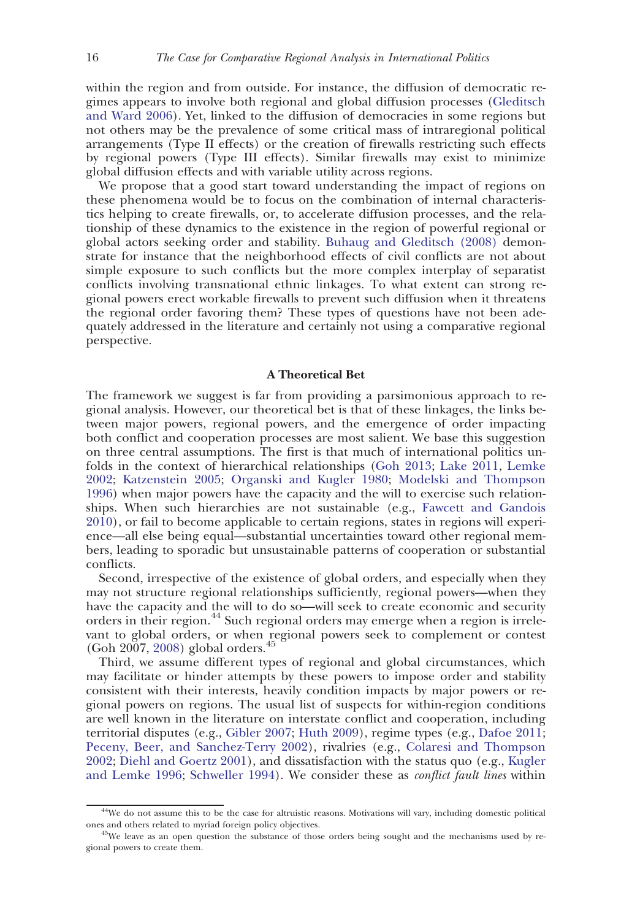within the region and from outside. For instance, the diffusion of democratic regimes appears to involve both regional and global diffusion processes (Gleditsch and Ward 2006). Yet, linked to the diffusion of democracies in some regions but not others may be the prevalence of some critical mass of intraregional political arrangements (Type II effects) or the creation of firewalls restricting such effects by regional powers (Type III effects). Similar firewalls may exist to minimize global diffusion effects and with variable utility across regions.

We propose that a good start toward understanding the impact of regions on these phenomena would be to focus on the combination of internal characteristics helping to create firewalls, or, to accelerate diffusion processes, and the relationship of these dynamics to the existence in the region of powerful regional or global actors seeking order and stability. Buhaug and Gleditsch (2008) demonstrate for instance that the neighborhood effects of civil conflicts are not about simple exposure to such conflicts but the more complex interplay of separatist conflicts involving transnational ethnic linkages. To what extent can strong regional powers erect workable firewalls to prevent such diffusion when it threatens the regional order favoring them? These types of questions have not been adequately addressed in the literature and certainly not using a comparative regional perspective.

## A Theoretical Bet

The framework we suggest is far from providing a parsimonious approach to regional analysis. However, our theoretical bet is that of these linkages, the links between major powers, regional powers, and the emergence of order impacting both conflict and cooperation processes are most salient. We base this suggestion on three central assumptions. The first is that much of international politics unfolds in the context of hierarchical relationships (Goh 2013; Lake 2011, Lemke 2002; Katzenstein 2005; Organski and Kugler 1980; Modelski and Thompson 1996) when major powers have the capacity and the will to exercise such relationships. When such hierarchies are not sustainable (e.g., Fawcett and Gandois 2010), or fail to become applicable to certain regions, states in regions will experience—all else being equal—substantial uncertainties toward other regional members, leading to sporadic but unsustainable patterns of cooperation or substantial conflicts.

Second, irrespective of the existence of global orders, and especially when they may not structure regional relationships sufficiently, regional powers—when they have the capacity and the will to do so—will seek to create economic and security orders in their region.[44] Such regional orders may emerge when a region is irrelevant to global orders, or when regional powers seek to complement or contest (Goh 2007, 2008) global orders.[45]

Third, we assume different types of regional and global circumstances, which may facilitate or hinder attempts by these powers to impose order and stability consistent with their interests, heavily condition impacts by major powers or regional powers on regions. The usual list of suspects for within-region conditions are well known in the literature on interstate conflict and cooperation, including territorial disputes (e.g., Gibler 2007; Huth 2009), regime types (e.g., Dafoe 2011; Peceny, Beer, and Sanchez-Terry 2002), rivalries (e.g., Colaresi and Thompson 2002; Diehl and Goertz 2001), and dissatisfaction with the status quo (e.g., Kugler and Lemke 1996; Schweller 1994). We consider these as *conflict fault lines* within

[44] We do not assume this to be the case for altruistic reasons. Motivations will vary, including domestic political ones and others related to myriad foreign policy objectives.

[45] We leave as an open question the substance of those orders being sought and the mechanisms used by regional powers to create them.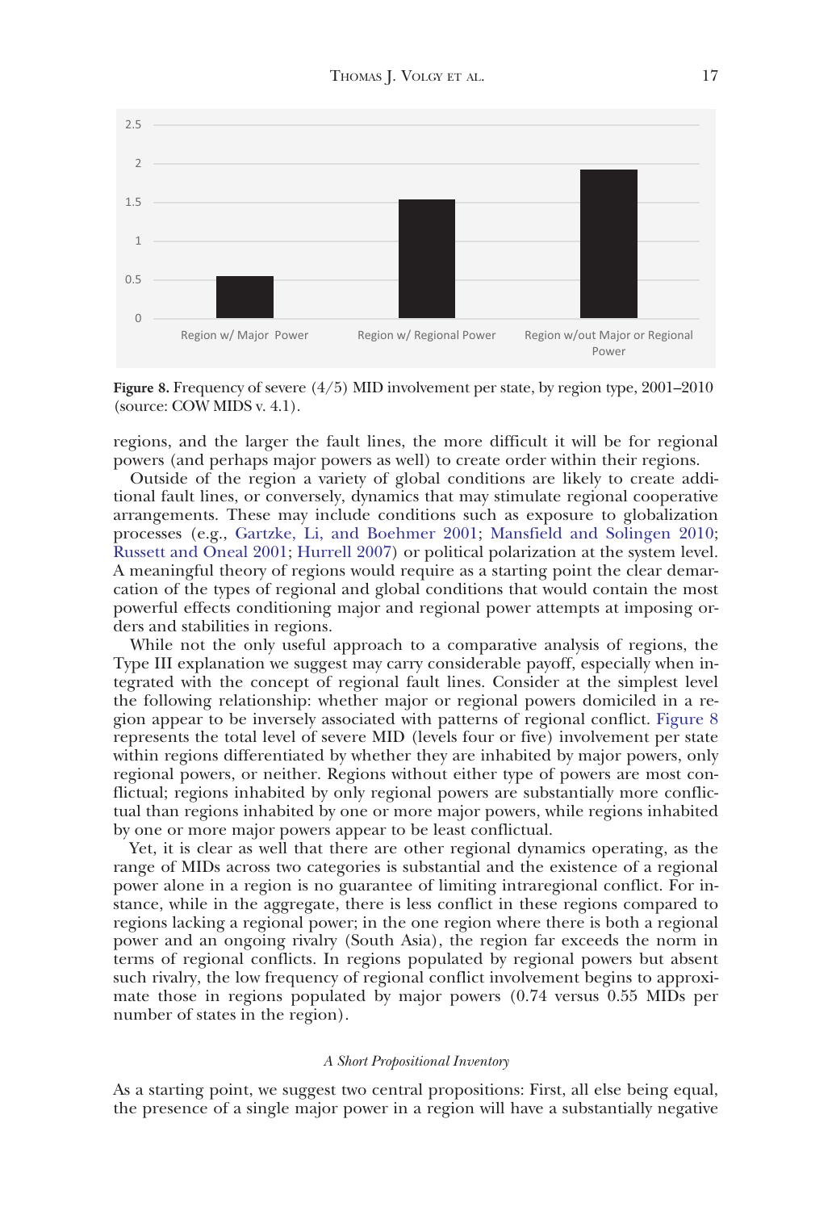**Figure 8.** Frequency of severe (4/5) MID involvement per state, by region type, 2001–2010 (source: COW MIDS v. 4.1).

regions, and the larger the fault lines, the more difficult it will be for regional powers (and perhaps major powers as well) to create order within their regions.

Outside of the region a variety of global conditions are likely to create additional fault lines, or conversely, dynamics that may stimulate regional cooperative arrangements. These may include conditions such as exposure to globalization processes (e.g., Gartzke, Li, and Boehmer 2001; Mansfield and Solingen 2010; Russett and Oneal 2001; Hurrell 2007) or political polarization at the system level. A meaningful theory of regions would require as a starting point the clear demarcation of the types of regional and global conditions that would contain the most powerful effects conditioning major and regional power attempts at imposing orders and stabilities in regions.

While not the only useful approach to a comparative analysis of regions, the Type III explanation we suggest may carry considerable payoff, especially when integrated with the concept of regional fault lines. Consider at the simplest level the following relationship: whether major or regional powers domiciled in a region appear to be inversely associated with patterns of regional conflict. Figure 8 represents the total level of severe MID (levels four or five) involvement per state within regions differentiated by whether they are inhabited by major powers, only regional powers, or neither. Regions without either type of powers are most conflictual; regions inhabited by only regional powers are substantially more conflictual than regions inhabited by one or more major powers, while regions inhabited by one or more major powers appear to be least conflictual.

Yet, it is clear as well that there are other regional dynamics operating, as the range of MIDs across two categories is substantial and the existence of a regional power alone in a region is no guarantee of limiting intraregional conflict. For instance, while in the aggregate, there is less conflict in these regions compared to regions lacking a regional power; in the one region where there is both a regional power and an ongoing rivalry (South Asia), the region far exceeds the norm in terms of regional conflicts. In regions populated by regional powers but absent such rivalry, the low frequency of regional conflict involvement begins to approximate those in regions populated by major powers (0.74 versus 0.55 MIDs per number of states in the region).

### *A Short Propositional Inventory*

As a starting point, we suggest two central propositions: First, all else being equal, the presence of a single major power in a region will have a substantially negative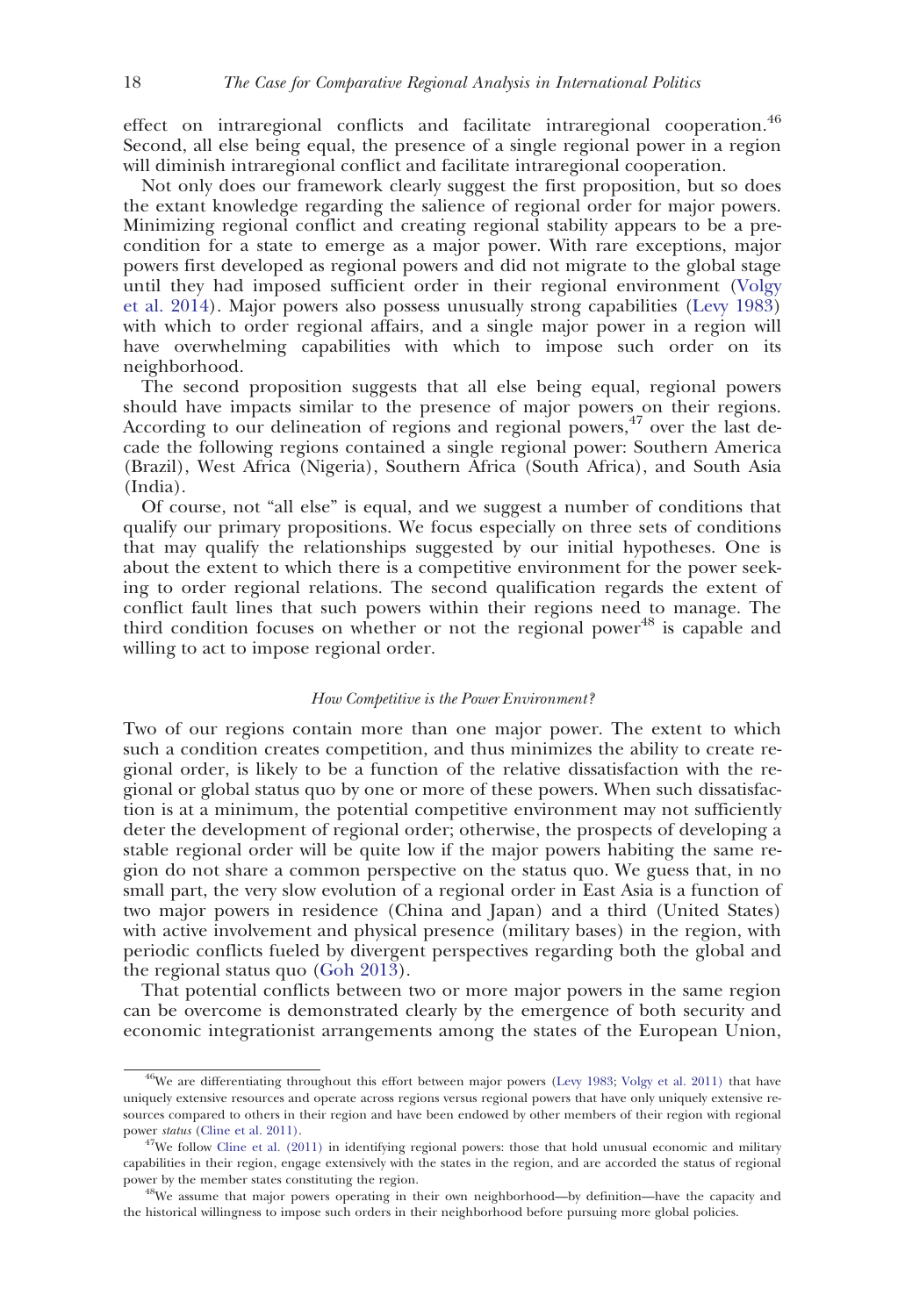effect on intraregional conflicts and facilitate intraregional cooperation.[46] Second, all else being equal, the presence of a single regional power in a region will diminish intraregional conflict and facilitate intraregional cooperation.

Not only does our framework clearly suggest the first proposition, but so does the extant knowledge regarding the salience of regional order for major powers. Minimizing regional conflict and creating regional stability appears to be a precondition for a state to emerge as a major power. With rare exceptions, major powers first developed as regional powers and did not migrate to the global stage until they had imposed sufficient order in their regional environment (Volgy et al. 2014). Major powers also possess unusually strong capabilities (Levy 1983) with which to order regional affairs, and a single major power in a region will have overwhelming capabilities with which to impose such order on its neighborhood.

The second proposition suggests that all else being equal, regional powers should have impacts similar to the presence of major powers on their regions. According to our delineation of regions and regional powers,[47] over the last decade the following regions contained a single regional power: Southern America (Brazil), West Africa (Nigeria), Southern Africa (South Africa), and South Asia (India).

Of course, not "all else" is equal, and we suggest a number of conditions that qualify our primary propositions. We focus especially on three sets of conditions that may qualify the relationships suggested by our initial hypotheses. One is about the extent to which there is a competitive environment for the power seeking to order regional relations. The second qualification regards the extent of conflict fault lines that such powers within their regions need to manage. The third condition focuses on whether or not the regional power[48] is capable and willing to act to impose regional order.

### *How Competitive is the Power Environment?*

Two of our regions contain more than one major power. The extent to which such a condition creates competition, and thus minimizes the ability to create regional order, is likely to be a function of the relative dissatisfaction with the regional or global status quo by one or more of these powers. When such dissatisfaction is at a minimum, the potential competitive environment may not sufficiently deter the development of regional order; otherwise, the prospects of developing a stable regional order will be quite low if the major powers habiting the same region do not share a common perspective on the status quo. We guess that, in no small part, the very slow evolution of a regional order in East Asia is a function of two major powers in residence (China and Japan) and a third (United States) with active involvement and physical presence (military bases) in the region, with periodic conflicts fueled by divergent perspectives regarding both the global and the regional status quo (Goh 2013).

That potential conflicts between two or more major powers in the same region can be overcome is demonstrated clearly by the emergence of both security and economic integrationist arrangements among the states of the European Union,

---

[46] We are differentiating throughout this effort between major powers (Levy 1983; Volgy et al. 2011) that have uniquely extensive resources and operate across regions versus regional powers that have only uniquely extensive resources compared to others in their region and have been endowed by other members of their region with regional power *status* (Cline et al. 2011).

[47] We follow Cline et al. (2011) in identifying regional powers: those that hold unusual economic and military capabilities in their region, engage extensively with the states in the region, and are accorded the status of regional power by the member states constituting the region.

[48] We assume that major powers operating in their own neighborhood—by definition—have the capacity and the historical willingness to impose such orders in their neighborhood before pursuing more global policies.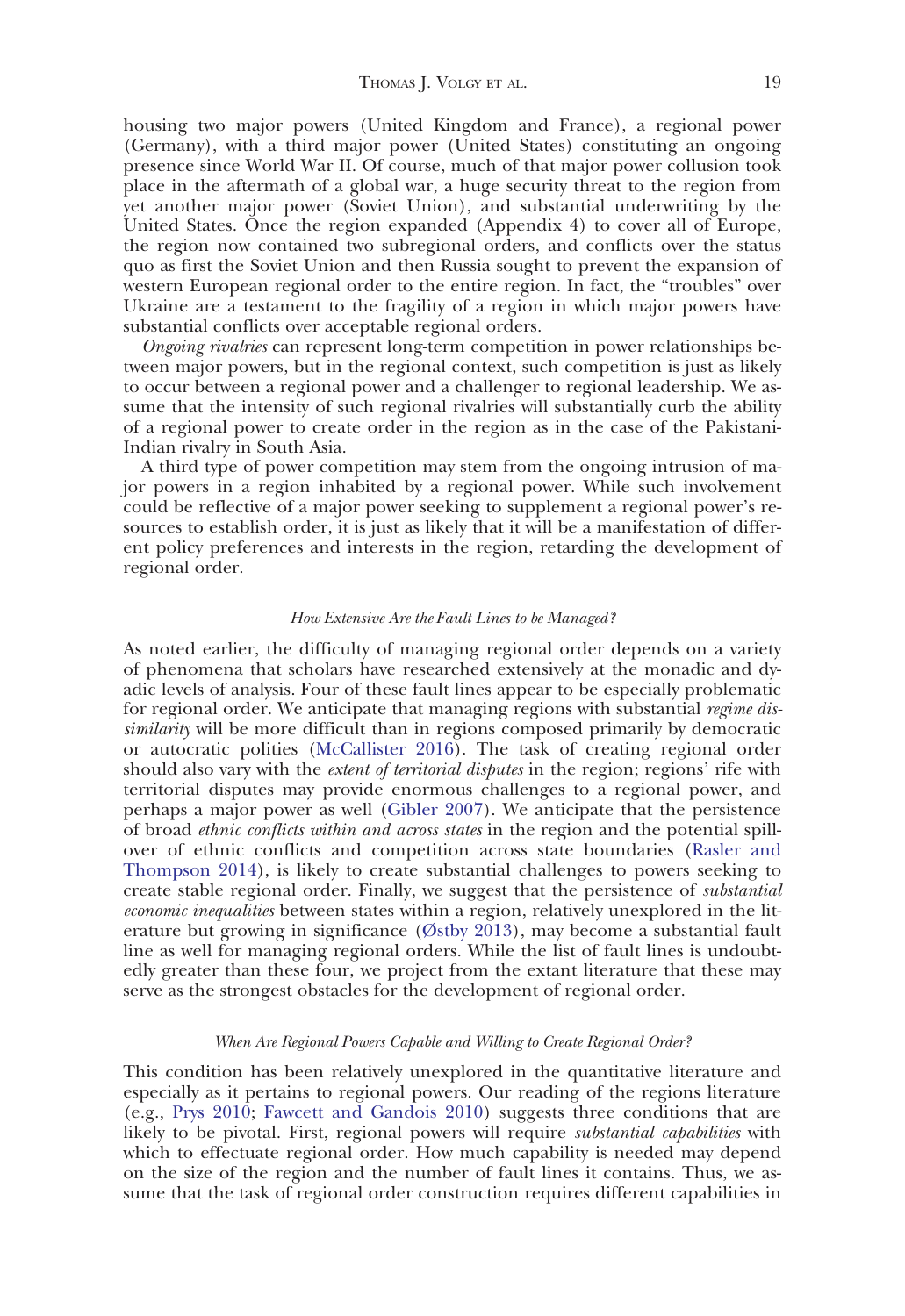housing two major powers (United Kingdom and France), a regional power (Germany), with a third major power (United States) constituting an ongoing presence since World War II. Of course, much of that major power collusion took place in the aftermath of a global war, a huge security threat to the region from yet another major power (Soviet Union), and substantial underwriting by the United States. Once the region expanded (Appendix 4) to cover all of Europe, the region now contained two subregional orders, and conflicts over the status quo as first the Soviet Union and then Russia sought to prevent the expansion of western European regional order to the entire region. In fact, the "troubles" over Ukraine are a testament to the fragility of a region in which major powers have substantial conflicts over acceptable regional orders.

*Ongoing rivalries* can represent long-term competition in power relationships between major powers, but in the regional context, such competition is just as likely to occur between a regional power and a challenger to regional leadership. We assume that the intensity of such regional rivalries will substantially curb the ability of a regional power to create order in the region as in the case of the Pakistani-Indian rivalry in South Asia.

A third type of power competition may stem from the ongoing intrusion of major powers in a region inhabited by a regional power. While such involvement could be reflective of a major power seeking to supplement a regional power's resources to establish order, it is just as likely that it will be a manifestation of different policy preferences and interests in the region, retarding the development of regional order.

#### *How Extensive Are the Fault Lines to be Managed?*

As noted earlier, the difficulty of managing regional order depends on a variety of phenomena that scholars have researched extensively at the monadic and dyadic levels of analysis. Four of these fault lines appear to be especially problematic for regional order. We anticipate that managing regions with substantial *regime dissimilarity* will be more difficult than in regions composed primarily by democratic or autocratic polities (McCallister 2016). The task of creating regional order should also vary with the *extent of territorial disputes* in the region; regions' rife with territorial disputes may provide enormous challenges to a regional power, and perhaps a major power as well (Gibler 2007). We anticipate that the persistence of broad *ethnic conflicts within and across states* in the region and the potential spillover of ethnic conflicts and competition across state boundaries (Rasler and Thompson 2014), is likely to create substantial challenges to powers seeking to create stable regional order. Finally, we suggest that the persistence of *substantial economic inequalities* between states within a region, relatively unexplored in the literature but growing in significance (Østby 2013), may become a substantial fault line as well for managing regional orders. While the list of fault lines is undoubtedly greater than these four, we project from the extant literature that these may serve as the strongest obstacles for the development of regional order.

#### *When Are Regional Powers Capable and Willing to Create Regional Order?*

This condition has been relatively unexplored in the quantitative literature and especially as it pertains to regional powers. Our reading of the regions literature (e.g., Prys 2010; Fawcett and Gandois 2010) suggests three conditions that are likely to be pivotal. First, regional powers will require *substantial capabilities* with which to effectuate regional order. How much capability is needed may depend on the size of the region and the number of fault lines it contains. Thus, we assume that the task of regional order construction requires different capabilities in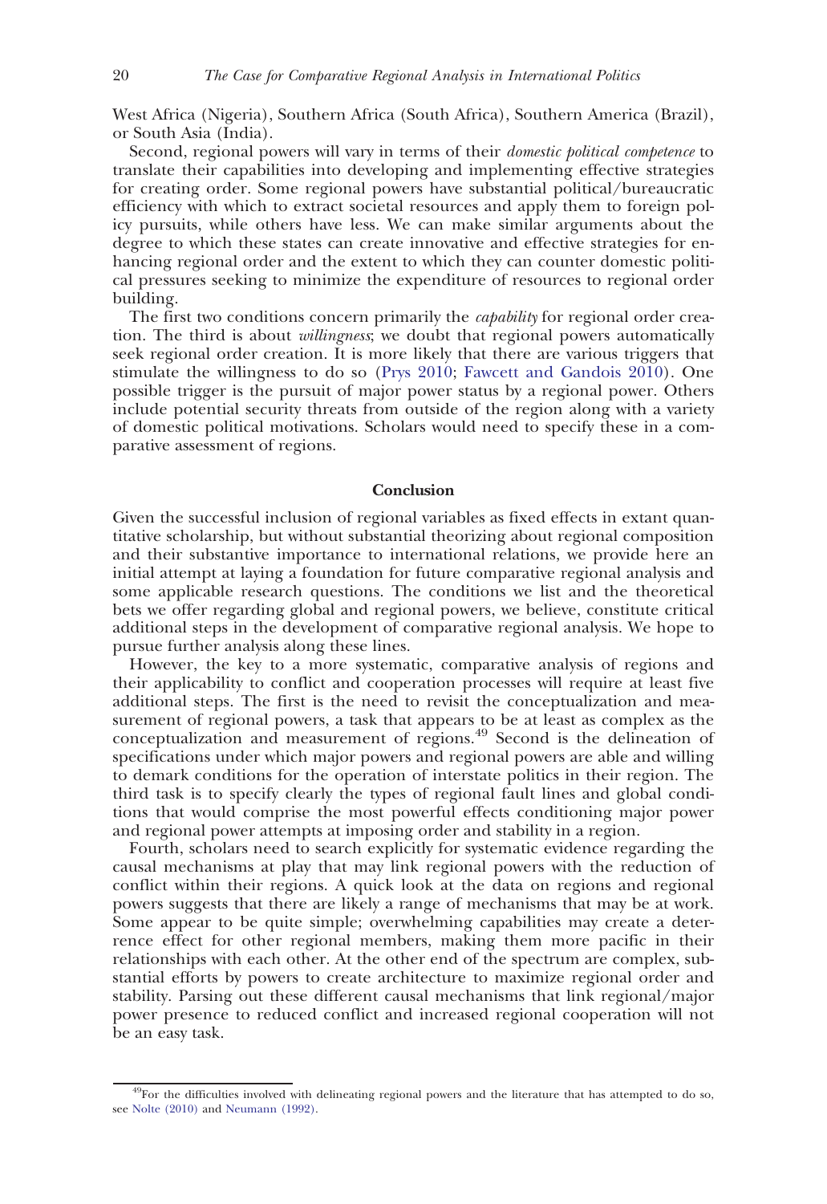West Africa (Nigeria), Southern Africa (South Africa), Southern America (Brazil), or South Asia (India).

Second, regional powers will vary in terms of their *domestic political competence* to translate their capabilities into developing and implementing effective strategies for creating order. Some regional powers have substantial political/bureaucratic efficiency with which to extract societal resources and apply them to foreign policy pursuits, while others have less. We can make similar arguments about the degree to which these states can create innovative and effective strategies for enhancing regional order and the extent to which they can counter domestic political pressures seeking to minimize the expenditure of resources to regional order building.

The first two conditions concern primarily the *capability* for regional order creation. The third is about *willingness*; we doubt that regional powers automatically seek regional order creation. It is more likely that there are various triggers that stimulate the willingness to do so (Prys 2010; Fawcett and Gandois 2010). One possible trigger is the pursuit of major power status by a regional power. Others include potential security threats from outside of the region along with a variety of domestic political motivations. Scholars would need to specify these in a comparative assessment of regions.

## Conclusion

Given the successful inclusion of regional variables as fixed effects in extant quantitative scholarship, but without substantial theorizing about regional composition and their substantive importance to international relations, we provide here an initial attempt at laying a foundation for future comparative regional analysis and some applicable research questions. The conditions we list and the theoretical bets we offer regarding global and regional powers, we believe, constitute critical additional steps in the development of comparative regional analysis. We hope to pursue further analysis along these lines.

However, the key to a more systematic, comparative analysis of regions and their applicability to conflict and cooperation processes will require at least five additional steps. The first is the need to revisit the conceptualization and measurement of regional powers, a task that appears to be at least as complex as the conceptualization and measurement of regions.[49] Second is the delineation of specifications under which major powers and regional powers are able and willing to demark conditions for the operation of interstate politics in their region. The third task is to specify clearly the types of regional fault lines and global conditions that would comprise the most powerful effects conditioning major power and regional power attempts at imposing order and stability in a region.

Fourth, scholars need to search explicitly for systematic evidence regarding the causal mechanisms at play that may link regional powers with the reduction of conflict within their regions. A quick look at the data on regions and regional powers suggests that there are likely a range of mechanisms that may be at work. Some appear to be quite simple; overwhelming capabilities may create a deterrence effect for other regional members, making them more pacific in their relationships with each other. At the other end of the spectrum are complex, substantial efforts by powers to create architecture to maximize regional order and stability. Parsing out these different causal mechanisms that link regional/major power presence to reduced conflict and increased regional cooperation will not be an easy task.

[49] For the difficulties involved with delineating regional powers and the literature that has attempted to do so, see Nolte (2010) and Neumann (1992).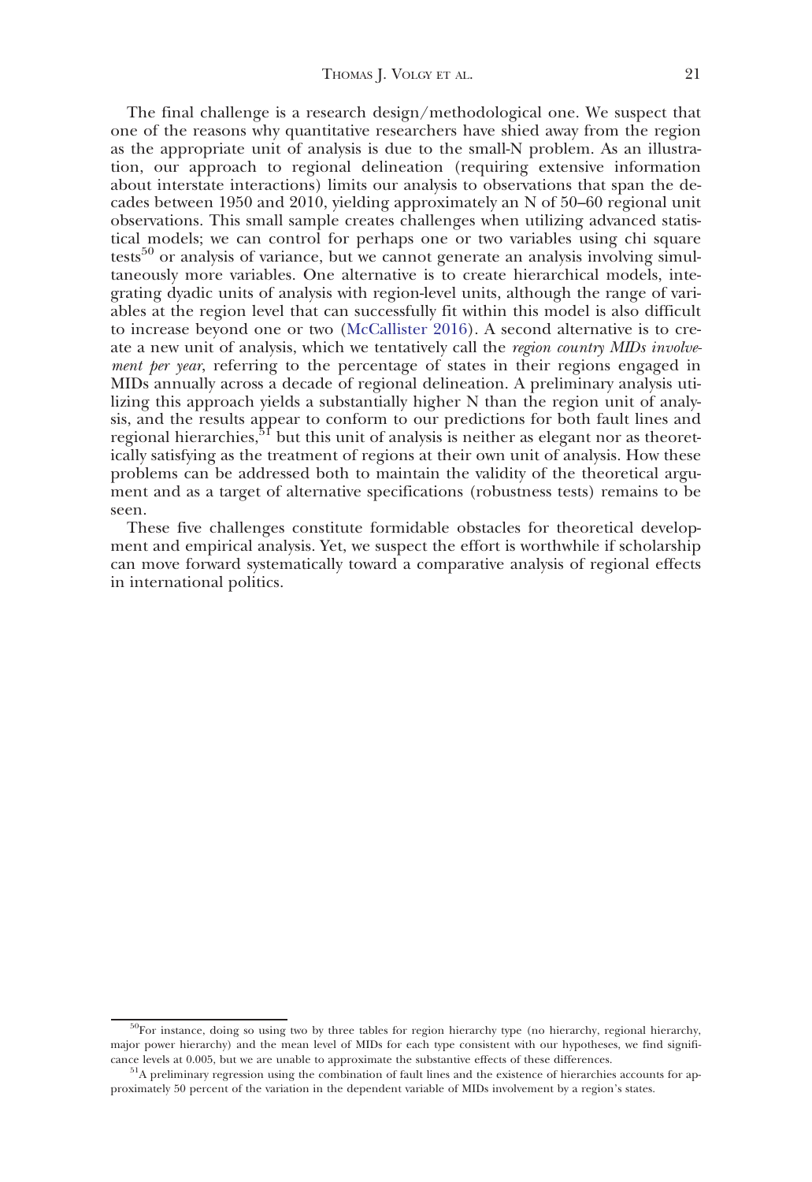The final challenge is a research design/methodological one. We suspect that one of the reasons why quantitative researchers have shied away from the region as the appropriate unit of analysis is due to the small-N problem. As an illustration, our approach to regional delineation (requiring extensive information about interstate interactions) limits our analysis to observations that span the decades between 1950 and 2010, yielding approximately an N of 50–60 regional unit observations. This small sample creates challenges when utilizing advanced statistical models; we can control for perhaps one or two variables using chi square tests[50] or analysis of variance, but we cannot generate an analysis involving simultaneously more variables. One alternative is to create hierarchical models, integrating dyadic units of analysis with region-level units, although the range of variables at the region level that can successfully fit within this model is also difficult to increase beyond one or two (McCallister 2016). A second alternative is to create a new unit of analysis, which we tentatively call the *region country MIDs involvement per year*, referring to the percentage of states in their regions engaged in MIDs annually across a decade of regional delineation. A preliminary analysis utilizing this approach yields a substantially higher N than the region unit of analysis, and the results appear to conform to our predictions for both fault lines and regional hierarchies,[51] but this unit of analysis is neither as elegant nor as theoretically satisfying as the treatment of regions at their own unit of analysis. How these problems can be addressed both to maintain the validity of the theoretical argument and as a target of alternative specifications (robustness tests) remains to be seen.

These five challenges constitute formidable obstacles for theoretical development and empirical analysis. Yet, we suspect the effort is worthwhile if scholarship can move forward systematically toward a comparative analysis of regional effects in international politics.

---

[50] For instance, doing so using two by three tables for region hierarchy type (no hierarchy, regional hierarchy, major power hierarchy) and the mean level of MIDs for each type consistent with our hypotheses, we find significance levels at 0.005, but we are unable to approximate the substantive effects of these differences.

[51] A preliminary regression using the combination of fault lines and the existence of hierarchies accounts for approximately 50 percent of the variation in the dependent variable of MIDs involvement by a region's states.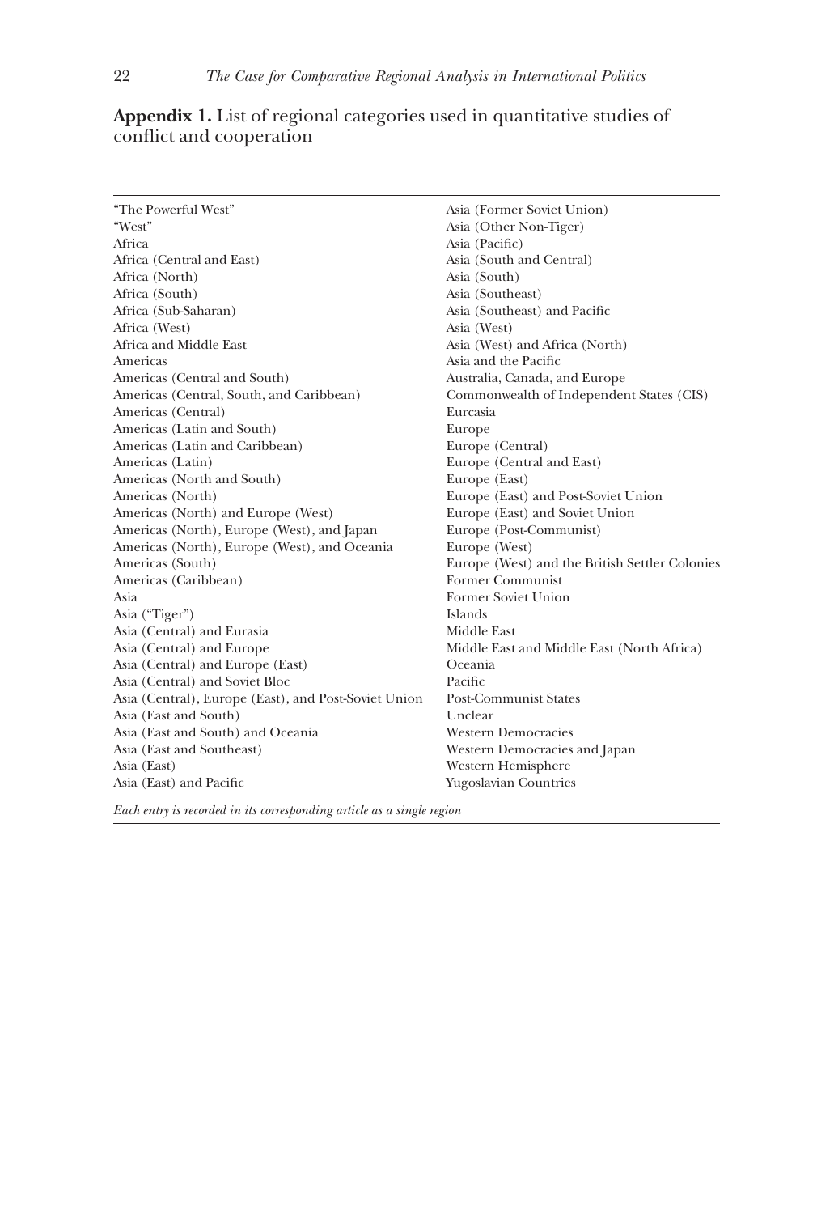**Appendix 1.** List of regional categories used in quantitative studies of conflict and cooperation

"The Powerful West"
"West"
Africa
Africa (Central and East)
Africa (North)
Africa (South)
Africa (Sub-Saharan)
Africa (West)
Africa and Middle East
Americas
Americas (Central and South)
Americas (Central, South, and Caribbean)
Americas (Central)
Americas (Latin and South)
Americas (Latin and Caribbean)
Americas (Latin)
Americas (North and South)
Americas (North)
Americas (North) and Europe (West)
Americas (North), Europe (West), and Japan
Americas (North), Europe (West), and Oceania
Americas (South)
Americas (Caribbean)
Asia
Asia ("Tiger")
Asia (Central) and Eurasia
Asia (Central) and Europe
Asia (Central) and Europe (East)
Asia (Central) and Soviet Bloc
Asia (Central), Europe (East), and Post-Soviet Union
Asia (East and South)
Asia (East and South) and Oceania
Asia (East and Southeast)
Asia (East)
Asia (East) and Pacific
Asia (Former Soviet Union)
Asia (Other Non-Tiger)
Asia (Pacific)
Asia (South and Central)
Asia (South)
Asia (Southeast)
Asia (Southeast) and Pacific
Asia (West)
Asia (West) and Africa (North)
Asia and the Pacific
Australia, Canada, and Europe
Commonwealth of Independent States (CIS)
Eurcasia
Europe
Europe (Central)
Europe (Central and East)
Europe (East)
Europe (East) and Post-Soviet Union
Europe (East) and Soviet Union
Europe (Post-Communist)
Europe (West)
Europe (West) and the British Settler Colonies
Former Communist
Former Soviet Union
Islands
Middle East
Middle East and Middle East (North Africa)
Oceania
Pacific
Post-Communist States
Unclear
Western Democracies
Western Democracies and Japan
Western Hemisphere
Yugoslavian Countries

*Each entry is recorded in its corresponding article as a single region*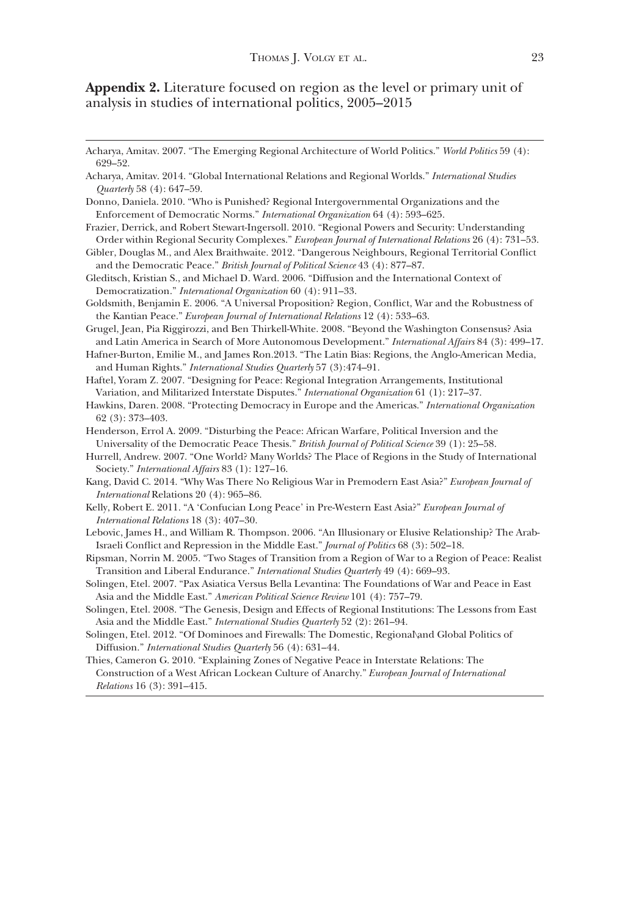**Appendix 2.** Literature focused on region as the level or primary unit of analysis in studies of international politics, 2005–2015

Acharya, Amitav. 2007. "The Emerging Regional Architecture of World Politics." *World Politics* 59 (4): 629–52.

Acharya, Amitav. 2014. "Global International Relations and Regional Worlds." *International Studies Quarterly* 58 (4): 647–59.

Donno, Daniela. 2010. "Who is Punished? Regional Intergovernmental Organizations and the Enforcement of Democratic Norms." *International Organization* 64 (4): 593–625.

Frazier, Derrick, and Robert Stewart-Ingersoll. 2010. "Regional Powers and Security: Understanding Order within Regional Security Complexes." *European Journal of International Relations* 26 (4): 731–53.

Gibler, Douglas M., and Alex Braithwaite. 2012. "Dangerous Neighbours, Regional Territorial Conflict and the Democratic Peace." *British Journal of Political Science* 43 (4): 877–87.

Gleditsch, Kristian S., and Michael D. Ward. 2006. "Diffusion and the International Context of Democratization." *International Organization* 60 (4): 911–33.

Goldsmith, Benjamin E. 2006. "A Universal Proposition? Region, Conflict, War and the Robustness of the Kantian Peace." *European Journal of International Relations* 12 (4): 533–63.

Grugel, Jean, Pia Riggirozzi, and Ben Thirkell-White. 2008. "Beyond the Washington Consensus? Asia and Latin America in Search of More Autonomous Development." *International Affairs* 84 (3): 499–17.

Hafner-Burton, Emilie M., and James Ron.2013. "The Latin Bias: Regions, the Anglo-American Media, and Human Rights." *International Studies Quarterly* 57 (3):474–91.

Haftel, Yoram Z. 2007. "Designing for Peace: Regional Integration Arrangements, Institutional Variation, and Militarized Interstate Disputes." *International Organization* 61 (1): 217–37.

Hawkins, Daren. 2008. "Protecting Democracy in Europe and the Americas." *International Organization* 62 (3): 373–403.

Henderson, Errol A. 2009. "Disturbing the Peace: African Warfare, Political Inversion and the Universality of the Democratic Peace Thesis." *British Journal of Political Science* 39 (1): 25–58.

Hurrell, Andrew. 2007. "One World? Many Worlds? The Place of Regions in the Study of International Society." *International Affairs* 83 (1): 127–16.

Kang, David C. 2014. "Why Was There No Religious War in Premodern East Asia?" *European Journal of International* Relations 20 (4): 965–86.

Kelly, Robert E. 2011. "A 'Confucian Long Peace' in Pre-Western East Asia?" *European Journal of International Relations* 18 (3): 407–30.

Lebovic, James H., and William R. Thompson. 2006. "An Illusionary or Elusive Relationship? The Arab-Israeli Conflict and Repression in the Middle East." *Journal of Politics* 68 (3): 502–18.

Ripsman, Norrin M. 2005. "Two Stages of Transition from a Region of War to a Region of Peace: Realist Transition and Liberal Endurance." *International Studies Quarterly* 49 (4): 669–93.

Solingen, Etel. 2007. "Pax Asiatica Versus Bella Levantina: The Foundations of War and Peace in East Asia and the Middle East." *American Political Science Review* 101 (4): 757–79.

Solingen, Etel. 2008. "The Genesis, Design and Effects of Regional Institutions: The Lessons from East Asia and the Middle East." *International Studies Quarterly* 52 (2): 261–94.

Solingen, Etel. 2012. "Of Dominoes and Firewalls: The Domestic, Regional\and Global Politics of Diffusion." *International Studies Quarterly* 56 (4): 631–44.

Thies, Cameron G. 2010. "Explaining Zones of Negative Peace in Interstate Relations: The Construction of a West African Lockean Culture of Anarchy." *European Journal of International Relations* 16 (3): 391–415.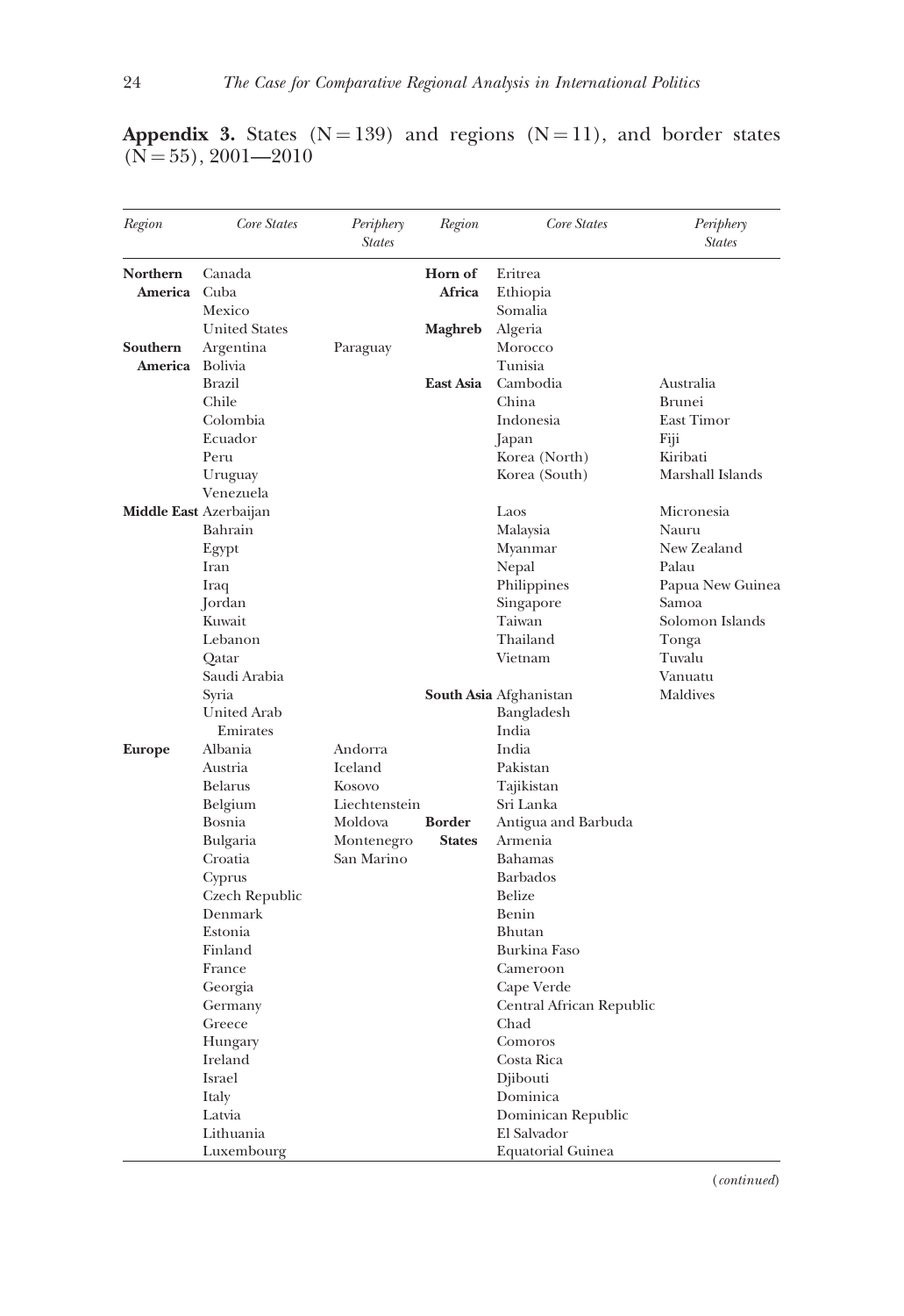**Appendix 3.** States (N = 139) and regions (N = 11), and border states (N = 55), 2001—2010

| Region | Core States | Periphery States | Region | Core States | Periphery States |
|---|---|---|---|---|---|
| **Northern America** | Canada | | **Horn of Africa** | Eritrea | |
| | Cuba | | | Ethiopia | |
| | Mexico | | | Somalia | |
| | United States | | **Maghreb** | Algeria | |
| **Southern America** | Argentina | Paraguay | | Morocco | |
| | Bolivia | | | Tunisia | |
| | Brazil | | **East Asia** | Cambodia | Australia |
| | Chile | | | China | Brunei |
| | Colombia | | | Indonesia | East Timor |
| | Ecuador | | | Japan | Fiji |
| | Peru | | | Korea (North) | Kiribati |
| | Uruguay | | | Korea (South) | Marshall Islands |
| | Venezuela | | | | |
| **Middle East** | Azerbaijan | | | Laos | Micronesia |
| | Bahrain | | | Malaysia | Nauru |
| | Egypt | | | Myanmar | New Zealand |
| | Iran | | | Nepal | Palau |
| | Iraq | | | Philippines | Papua New Guinea |
| | Jordan | | | Singapore | Samoa |
| | Kuwait | | | Taiwan | Solomon Islands |
| | Lebanon | | | Thailand | Tonga |
| | Qatar | | | Vietnam | Tuvalu |
| | Saudi Arabia | | | | Vanuatu |
| | Syria | | **South Asia** | Afghanistan | Maldives |
| | United Arab Emirates | | | Bangladesh | |
| | | | | India | |
| **Europe** | Albania | Andorra | | India | |
| | Austria | Iceland | | Pakistan | |
| | Belarus | Kosovo | | Tajikistan | |
| | Belgium | Liechtenstein | | Sri Lanka | |
| | Bosnia | Moldova | **Border States** | Antigua and Barbuda | |
| | Bulgaria | Montenegro | | Armenia | |
| | Croatia | San Marino | | Bahamas | |
| | Cyprus | | | Barbados | |
| | Czech Republic | | | Belize | |
| | Denmark | | | Benin | |
| | Estonia | | | Bhutan | |
| | Finland | | | Burkina Faso | |
| | France | | | Cameroon | |
| | Georgia | | | Cape Verde | |
| | Germany | | | Central African Republic | |
| | Greece | | | Chad | |
| | Hungary | | | Comoros | |
| | Ireland | | | Costa Rica | |
| | Israel | | | Djibouti | |
| | Italy | | | Dominica | |
| | Latvia | | | Dominican Republic | |
| | Lithuania | | | El Salvador | |
| | Luxembourg | | | Equatorial Guinea | |

(*continued*)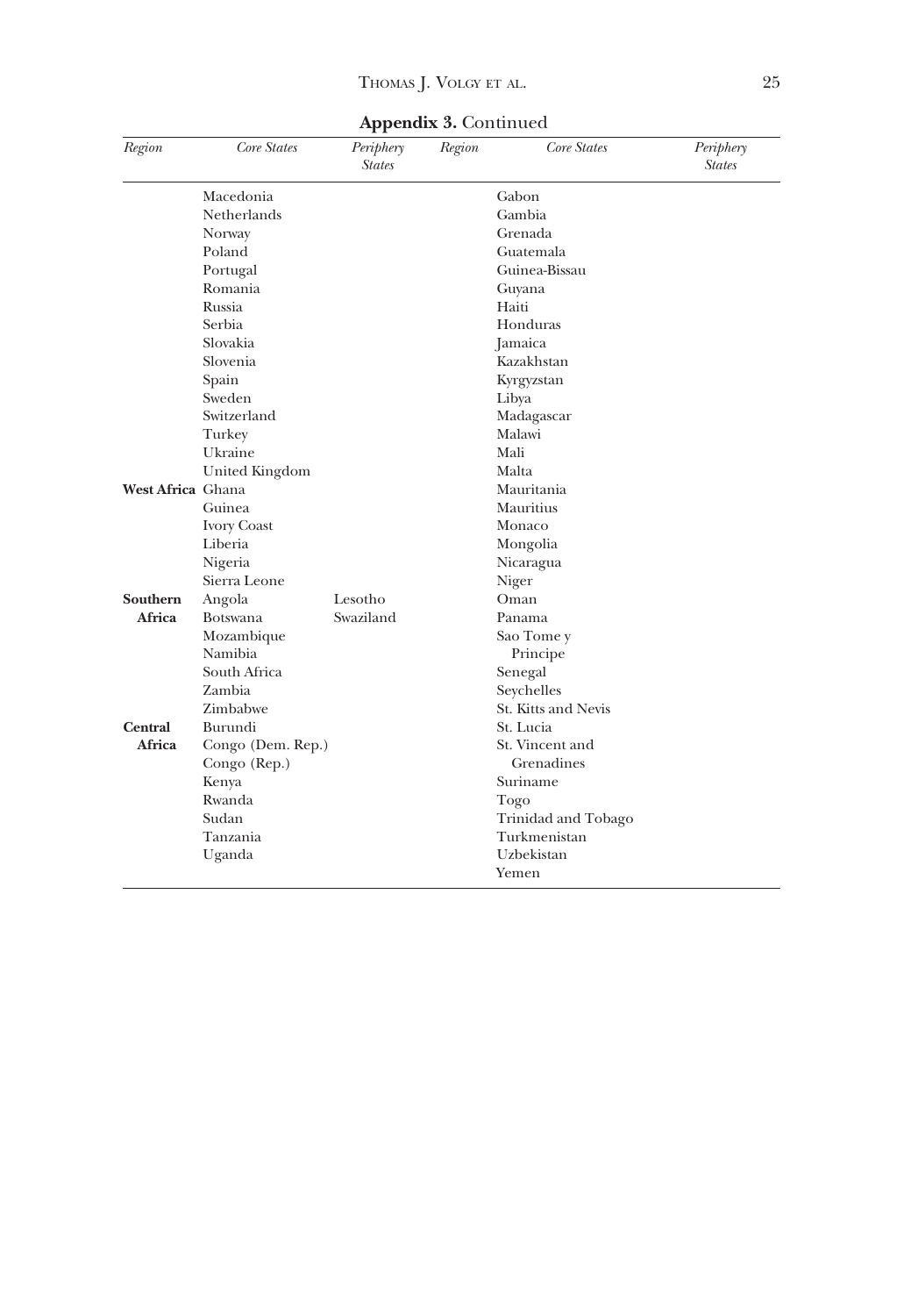**Appendix 3.** Continued

| *Region* | *Core States* | *Periphery States* | *Region* | *Core States* | *Periphery States* |
|---|---|---|---|---|---|
| | Macedonia | | | Gabon | |
| | Netherlands | | | Gambia | |
| | Norway | | | Grenada | |
| | Poland | | | Guatemala | |
| | Portugal | | | Guinea-Bissau | |
| | Romania | | | Guyana | |
| | Russia | | | Haiti | |
| | Serbia | | | Honduras | |
| | Slovakia | | | Jamaica | |
| | Slovenia | | | Kazakhstan | |
| | Spain | | | Kyrgyzstan | |
| | Sweden | | | Libya | |
| | Switzerland | | | Madagascar | |
| | Turkey | | | Malawi | |
| | Ukraine | | | Mali | |
| | United Kingdom | | | Malta | |
| **West Africa** | Ghana | | | Mauritania | |
| | Guinea | | | Mauritius | |
| | Ivory Coast | | | Monaco | |
| | Liberia | | | Mongolia | |
| | Nigeria | | | Nicaragua | |
| | Sierra Leone | | | Niger | |
| **Southern Africa** | Angola | Lesotho | | Oman | |
| | Botswana | Swaziland | | Panama | |
| | Mozambique | | | Sao Tome y Principe | |
| | Namibia | | | Senegal | |
| | South Africa | | | Seychelles | |
| | Zambia | | | St. Kitts and Nevis | |
| | Zimbabwe | | | St. Lucia | |
| **Central Africa** | Burundi | | | St. Vincent and Grenadines | |
| | Congo (Dem. Rep.) | | | Suriname | |
| | Congo (Rep.) | | | Togo | |
| | Kenya | | | Trinidad and Tobago | |
| | Rwanda | | | Turkmenistan | |
| | Sudan | | | Uzbekistan | |
| | Tanzania | | | Yemen | |
| | Uganda | | | | |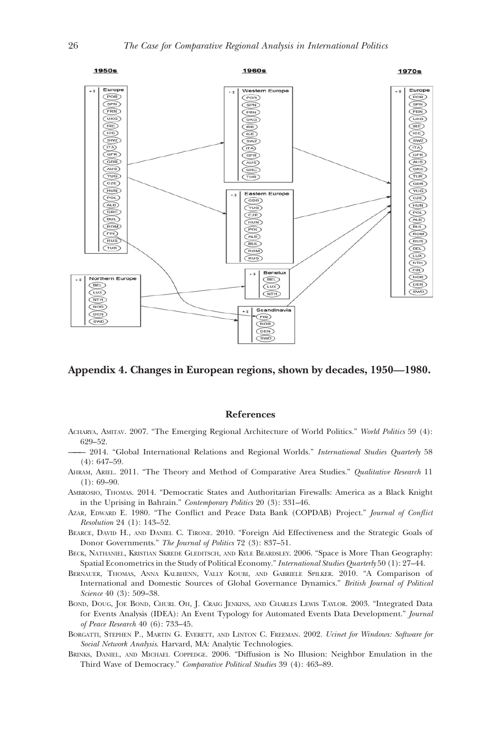**Appendix 4. Changes in European regions, shown by decades, 1950—1980.**

## References

Acharya, Amitav. 2007. "The Emerging Regional Architecture of World Politics." *World Politics* 59 (4): 629–52.

—— 2014. "Global International Relations and Regional Worlds." *International Studies Quarterly* 58 (4): 647–59.

Ahram, Ariel. 2011. "The Theory and Method of Comparative Area Studies." *Qualitative Research* 11 (1): 69–90.

Ambrosio, Thomas. 2014. "Democratic States and Authoritarian Firewalls: America as a Black Knight in the Uprising in Bahrain." *Contemporary Politics* 20 (3): 331–46.

Azar, Edward E. 1980. "The Conflict and Peace Data Bank (COPDAB) Project." *Journal of Conflict Resolution* 24 (1): 143–52.

Bearce, David H., and Daniel C. Tirone. 2010. "Foreign Aid Effectiveness and the Strategic Goals of Donor Governments." *The Journal of Politics* 72 (3): 837–51.

Beck, Nathaniel, Kristian Skrede Gleditsch, and Kyle Beardsley. 2006. "Space is More Than Geography: Spatial Econometrics in the Study of Political Economy." *International Studies Quarterly* 50 (1): 27–44.

Bernauer, Thomas, Anna Kalbhenn, Vally Koubi, and Gabriele Spilker. 2010. "A Comparison of International and Domestic Sources of Global Governance Dynamics." *British Journal of Political Science* 40 (3): 509–38.

Bond, Doug, Joe Bond, Churl Oh, J. Craig Jenkins, and Charles Lewis Taylor. 2003. "Integrated Data for Events Analysis (IDEA): An Event Typology for Automated Events Data Development." *Journal of Peace Research* 40 (6): 733–45.

Borgatti, Stephen P., Martin G. Everett, and Linton C. Freeman. 2002. *Ucinet for Windows: Software for Social Network Analysis*. Harvard, MA: Analytic Technologies.

Brinks, Daniel, and Michael Coppedge. 2006. "Diffusion is No Illusion: Neighbor Emulation in the Third Wave of Democracy." *Comparative Political Studies* 39 (4): 463–89.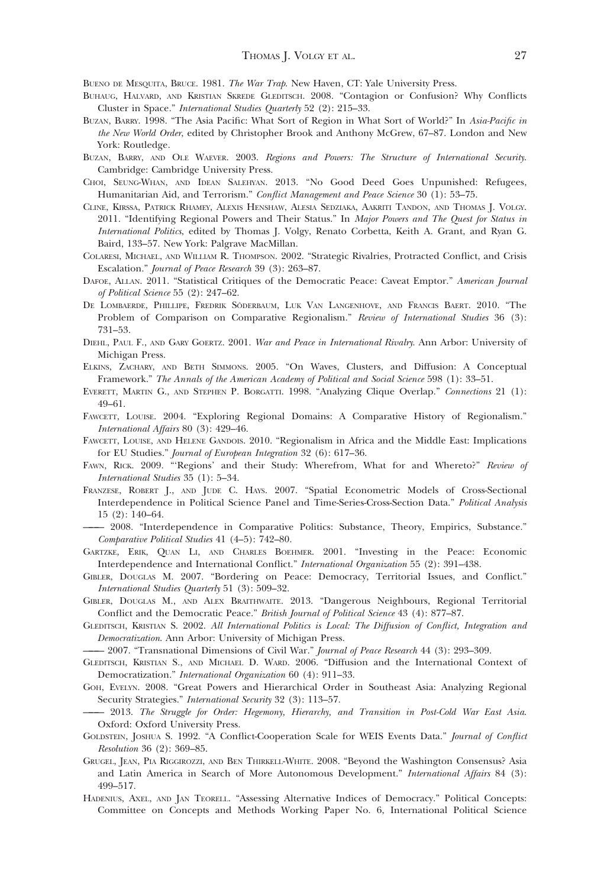Bueno de Mesquita, Bruce. 1981. *The War Trap*. New Haven, CT: Yale University Press.

Buhaug, Halvard, and Kristian Skrede Gleditsch. 2008. "Contagion or Confusion? Why Conflicts Cluster in Space." *International Studies Quarterly* 52 (2): 215–33.

Buzan, Barry. 1998. "The Asia Pacific: What Sort of Region in What Sort of World?" In *Asia-Pacific in the New World Order*, edited by Christopher Brook and Anthony McGrew, 67–87. London and New York: Routledge.

Buzan, Barry, and Ole Waever. 2003. *Regions and Powers: The Structure of International Security*. Cambridge: Cambridge University Press.

Choi, Seung-Whan, and Idean Salehyan. 2013. "No Good Deed Goes Unpunished: Refugees, Humanitarian Aid, and Terrorism." *Conflict Management and Peace Science* 30 (1): 53–75.

Cline, Kirssa, Patrick Rhamey, Alexis Henshaw, Alesia Sedziaka, Aakriti Tandon, and Thomas J. Volgy. 2011. "Identifying Regional Powers and Their Status." In *Major Powers and The Quest for Status in International Politics*, edited by Thomas J. Volgy, Renato Corbetta, Keith A. Grant, and Ryan G. Baird, 133–57. New York: Palgrave MacMillan.

Colaresi, Michael, and William R. Thompson. 2002. "Strategic Rivalries, Protracted Conflict, and Crisis Escalation." *Journal of Peace Research* 39 (3): 263–87.

Dafoe, Allan. 2011. "Statistical Critiques of the Democratic Peace: Caveat Emptor." *American Journal of Political Science* 55 (2): 247–62.

De Lombaerde, Phillipe, Fredrik Söderbaum, Luk Van Langenhove, and Francis Baert. 2010. "The Problem of Comparison on Comparative Regionalism." *Review of International Studies* 36 (3): 731–53.

Diehl, Paul F., and Gary Goertz. 2001. *War and Peace in International Rivalry*. Ann Arbor: University of Michigan Press.

Elkins, Zachary, and Beth Simmons. 2005. "On Waves, Clusters, and Diffusion: A Conceptual Framework." *The Annals of the American Academy of Political and Social Science* 598 (1): 33–51.

Everett, Martin G., and Stephen P. Borgatti. 1998. "Analyzing Clique Overlap." *Connections* 21 (1): 49–61.

Fawcett, Louise. 2004. "Exploring Regional Domains: A Comparative History of Regionalism." *International Affairs* 80 (3): 429–46.

Fawcett, Louise, and Helene Gandois. 2010. "Regionalism in Africa and the Middle East: Implications for EU Studies." *Journal of European Integration* 32 (6): 617–36.

Fawn, Rick. 2009. "'Regions' and their Study: Wherefrom, What for and Whereto?" *Review of International Studies* 35 (1): 5–34.

Franzese, Robert J., and Jude C. Hays. 2007. "Spatial Econometric Models of Cross-Sectional Interdependence in Political Science Panel and Time-Series-Cross-Section Data." *Political Analysis* 15 (2): 140–64.

—— 2008. "Interdependence in Comparative Politics: Substance, Theory, Empirics, Substance." *Comparative Political Studies* 41 (4–5): 742–80.

Gartzke, Erik, Quan Li, and Charles Boehmer. 2001. "Investing in the Peace: Economic Interdependence and International Conflict." *International Organization* 55 (2): 391–438.

Gibler, Douglas M. 2007. "Bordering on Peace: Democracy, Territorial Issues, and Conflict." *International Studies Quarterly* 51 (3): 509–32.

Gibler, Douglas M., and Alex Braithwaite. 2013. "Dangerous Neighbours, Regional Territorial Conflict and the Democratic Peace." *British Journal of Political Science* 43 (4): 877–87.

Gleditsch, Kristian S. 2002. *All International Politics is Local: The Diffusion of Conflict, Integration and Democratization*. Ann Arbor: University of Michigan Press.

—— 2007. "Transnational Dimensions of Civil War." *Journal of Peace Research* 44 (3): 293–309.

Gleditsch, Kristian S., and Michael D. Ward. 2006. "Diffusion and the International Context of Democratization." *International Organization* 60 (4): 911–33.

Goh, Evelyn. 2008. "Great Powers and Hierarchical Order in Southeast Asia: Analyzing Regional Security Strategies." *International Security* 32 (3): 113–57.

—— 2013. *The Struggle for Order: Hegemony, Hierarchy, and Transition in Post-Cold War East Asia*. Oxford: Oxford University Press.

Goldstein, Joshua S. 1992. "A Conflict-Cooperation Scale for WEIS Events Data." *Journal of Conflict Resolution* 36 (2): 369–85.

Grugel, Jean, Pia Riggirozzi, and Ben Thirkell-White. 2008. "Beyond the Washington Consensus? Asia and Latin America in Search of More Autonomous Development." *International Affairs* 84 (3): 499–517.

Hadenius, Axel, and Jan Teorell. "Assessing Alternative Indices of Democracy." Political Concepts: Committee on Concepts and Methods Working Paper No. 6, International Political Science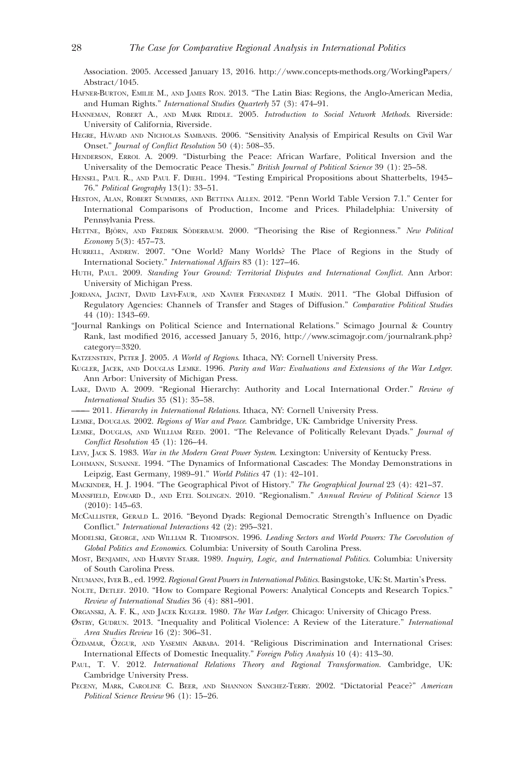Association. 2005. Accessed January 13, 2016. http://www.concepts-methods.org/WorkingPapers/Abstract/1045.

Hafner-Burton, Emilie M., and James Ron. 2013. "The Latin Bias: Regions, the Anglo-American Media, and Human Rights." *International Studies Quarterly* 57 (3): 474–91.

Hanneman, Robert A., and Mark Riddle. 2005. *Introduction to Social Network Methods*. Riverside: University of California, Riverside.

Hegre, Håvard and Nicholas Sambanis. 2006. "Sensitivity Analysis of Empirical Results on Civil War Onset." *Journal of Conflict Resolution* 50 (4): 508–35.

Henderson, Errol A. 2009. "Disturbing the Peace: African Warfare, Political Inversion and the Universality of the Democratic Peace Thesis." *British Journal of Political Science* 39 (1): 25–58.

Hensel, Paul R., and Paul F. Diehl. 1994. "Testing Empirical Propositions about Shatterbelts, 1945–76." *Political Geography* 13(1): 33–51.

Heston, Alan, Robert Summers, and Bettina Allen. 2012. "Penn World Table Version 7.1." Center for International Comparisons of Production, Income and Prices. Philadelphia: University of Pennsylvania Press.

Hettne, Björn, and Fredrik Söderbaum. 2000. "Theorising the Rise of Regionness." *New Political Economy* 5(3): 457–73.

Hurrell, Andrew. 2007. "One World? Many Worlds? The Place of Regions in the Study of International Society." *International Affairs* 83 (1): 127–46.

Huth, Paul. 2009. *Standing Your Ground: Territorial Disputes and International Conflict*. Ann Arbor: University of Michigan Press.

Jordana, Jacint, David Levi-Faur, and Xavier Fernandez i Marín. 2011. "The Global Diffusion of Regulatory Agencies: Channels of Transfer and Stages of Diffusion." *Comparative Political Studies* 44 (10): 1343–69.

"Journal Rankings on Political Science and International Relations." Scimago Journal & Country Rank, last modified 2016, accessed January 5, 2016, http://www.scimagojr.com/journalrank.php?category=3320.

Katzenstein, Peter J. 2005. *A World of Regions*. Ithaca, NY: Cornell University Press.

Kugler, Jacek, and Douglas Lemke. 1996. *Parity and War: Evaluations and Extensions of the War Ledger*. Ann Arbor: University of Michigan Press.

Lake, David A. 2009. "Regional Hierarchy: Authority and Local International Order." *Review of International Studies* 35 (S1): 35–58.

——— 2011. *Hierarchy in International Relations*. Ithaca, NY: Cornell University Press.

Lemke, Douglas. 2002. *Regions of War and Peace*. Cambridge, UK: Cambridge University Press.

Lemke, Douglas, and William Reed. 2001. "The Relevance of Politically Relevant Dyads." *Journal of Conflict Resolution* 45 (1): 126–44.

Levy, Jack S. 1983. *War in the Modern Great Power System*. Lexington: University of Kentucky Press.

Lohmann, Susanne. 1994. "The Dynamics of Informational Cascades: The Monday Demonstrations in Leipzig, East Germany, 1989–91." *World Politics* 47 (1): 42–101.

Mackinder, H. J. 1904. "The Geographical Pivot of History." *The Geographical Journal* 23 (4): 421–37.

Mansfield, Edward D., and Etel Solingen. 2010. "Regionalism." *Annual Review of Political Science* 13 (2010): 145–63.

McCallister, Gerald L. 2016. "Beyond Dyads: Regional Democratic Strength's Influence on Dyadic Conflict." *International Interactions* 42 (2): 295–321.

Modelski, George, and William R. Thompson. 1996. *Leading Sectors and World Powers: The Coevolution of Global Politics and Economics*. Columbia: University of South Carolina Press.

Most, Benjamin, and Harvey Starr. 1989. *Inquiry, Logic, and International Politics*. Columbia: University of South Carolina Press.

Neumann, Iver B., ed. 1992. *Regional Great Powers in International Politics*. Basingstoke, UK: St. Martin's Press.

Nolte, Detlef. 2010. "How to Compare Regional Powers: Analytical Concepts and Research Topics." *Review of International Studies* 36 (4): 881–901.

Organski, A. F. K., and Jacek Kugler. 1980. *The War Ledger*. Chicago: University of Chicago Press.

Østby, Gudrun. 2013. "Inequality and Political Violence: A Review of the Literature." *International Area Studies Review* 16 (2): 306–31.

Özdamar, Özgur, and Yasemin Akbaba. 2014. "Religious Discrimination and International Crises: International Effects of Domestic Inequality." *Foreign Policy Analysis* 10 (4): 413–30.

Paul, T. V. 2012. *International Relations Theory and Regional Transformation*. Cambridge, UK: Cambridge University Press.

Peceny, Mark, Caroline C. Beer, and Shannon Sanchez-Terry. 2002. "Dictatorial Peace?" *American Political Science Review* 96 (1): 15–26.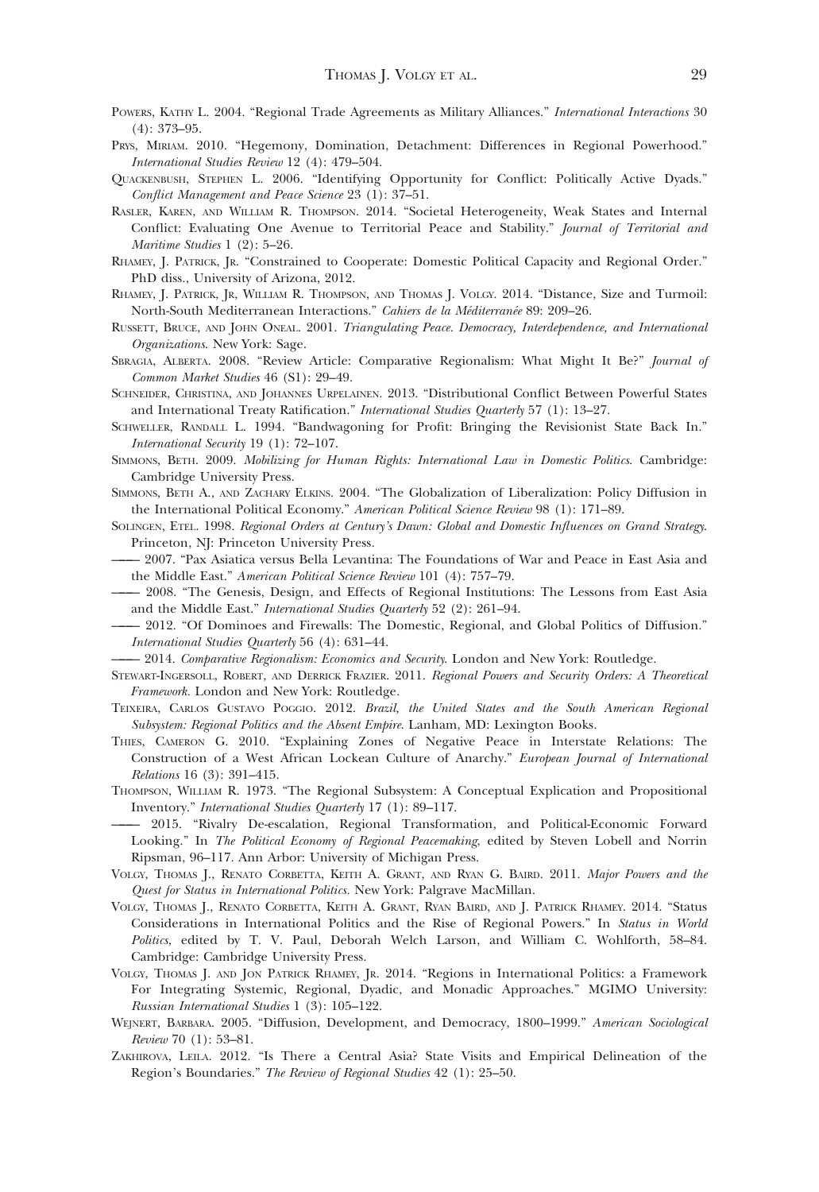Powers, Kathy L. 2004. "Regional Trade Agreements as Military Alliances." *International Interactions* 30 (4): 373–95.

Prys, Miriam. 2010. "Hegemony, Domination, Detachment: Differences in Regional Powerhood." *International Studies Review* 12 (4): 479–504.

Quackenbush, Stephen L. 2006. "Identifying Opportunity for Conflict: Politically Active Dyads." *Conflict Management and Peace Science* 23 (1): 37–51.

Rasler, Karen, and William R. Thompson. 2014. "Societal Heterogeneity, Weak States and Internal Conflict: Evaluating One Avenue to Territorial Peace and Stability." *Journal of Territorial and Maritime Studies* 1 (2): 5–26.

Rhamey, J. Patrick, Jr. "Constrained to Cooperate: Domestic Political Capacity and Regional Order." PhD diss., University of Arizona, 2012.

Rhamey, J. Patrick, Jr, William R. Thompson, and Thomas J. Volgy. 2014. "Distance, Size and Turmoil: North-South Mediterranean Interactions." *Cahiers de la Méditerranée* 89: 209–26.

Russett, Bruce, and John Oneal. 2001. *Triangulating Peace. Democracy, Interdependence, and International Organizations*. New York: Sage.

Sbragia, Alberta. 2008. "Review Article: Comparative Regionalism: What Might It Be?" *Journal of Common Market Studies* 46 (S1): 29–49.

Schneider, Christina, and Johannes Urpelainen. 2013. "Distributional Conflict Between Powerful States and International Treaty Ratification." *International Studies Quarterly* 57 (1): 13–27.

Schweller, Randall L. 1994. "Bandwagoning for Profit: Bringing the Revisionist State Back In." *International Security* 19 (1): 72–107.

Simmons, Beth. 2009. *Mobilizing for Human Rights: International Law in Domestic Politics*. Cambridge: Cambridge University Press.

Simmons, Beth A., and Zachary Elkins. 2004. "The Globalization of Liberalization: Policy Diffusion in the International Political Economy." *American Political Science Review* 98 (1): 171–89.

Solingen, Etel. 1998. *Regional Orders at Century's Dawn: Global and Domestic Influences on Grand Strategy*. Princeton, NJ: Princeton University Press.

—— 2007. "Pax Asiatica versus Bella Levantina: The Foundations of War and Peace in East Asia and the Middle East." *American Political Science Review* 101 (4): 757–79.

—— 2008. "The Genesis, Design, and Effects of Regional Institutions: The Lessons from East Asia and the Middle East." *International Studies Quarterly* 52 (2): 261–94.

—— 2012. "Of Dominoes and Firewalls: The Domestic, Regional, and Global Politics of Diffusion." *International Studies Quarterly* 56 (4): 631–44.

—— 2014. *Comparative Regionalism: Economics and Security*. London and New York: Routledge.

Stewart-Ingersoll, Robert, and Derrick Frazier. 2011. *Regional Powers and Security Orders: A Theoretical Framework*. London and New York: Routledge.

Teixeira, Carlos Gustavo Poggio. 2012. *Brazil, the United States and the South American Regional Subsystem: Regional Politics and the Absent Empire*. Lanham, MD: Lexington Books.

Thies, Cameron G. 2010. "Explaining Zones of Negative Peace in Interstate Relations: The Construction of a West African Lockean Culture of Anarchy." *European Journal of International Relations* 16 (3): 391–415.

Thompson, William R. 1973. "The Regional Subsystem: A Conceptual Explication and Propositional Inventory." *International Studies Quarterly* 17 (1): 89–117.

—— 2015. "Rivalry De-escalation, Regional Transformation, and Political-Economic Forward Looking." In *The Political Economy of Regional Peacemaking*, edited by Steven Lobell and Norrin Ripsman, 96–117. Ann Arbor: University of Michigan Press.

Volgy, Thomas J., Renato Corbetta, Keith A. Grant, and Ryan G. Baird. 2011. *Major Powers and the Quest for Status in International Politics*. New York: Palgrave MacMillan.

Volgy, Thomas J., Renato Corbetta, Keith A. Grant, Ryan Baird, and J. Patrick Rhamey. 2014. "Status Considerations in International Politics and the Rise of Regional Powers." In *Status in World Politics*, edited by T. V. Paul, Deborah Welch Larson, and William C. Wohlforth, 58–84. Cambridge: Cambridge University Press.

Volgy, Thomas J. and Jon Patrick Rhamey, Jr. 2014. "Regions in International Politics: a Framework For Integrating Systemic, Regional, Dyadic, and Monadic Approaches." MGIMO University: *Russian International Studies* 1 (3): 105–122.

Wejnert, Barbara. 2005. "Diffusion, Development, and Democracy, 1800–1999." *American Sociological Review* 70 (1): 53–81.

Zakhirova, Leila. 2012. "Is There a Central Asia? State Visits and Empirical Delineation of the Region's Boundaries." *The Review of Regional Studies* 42 (1): 25–50.